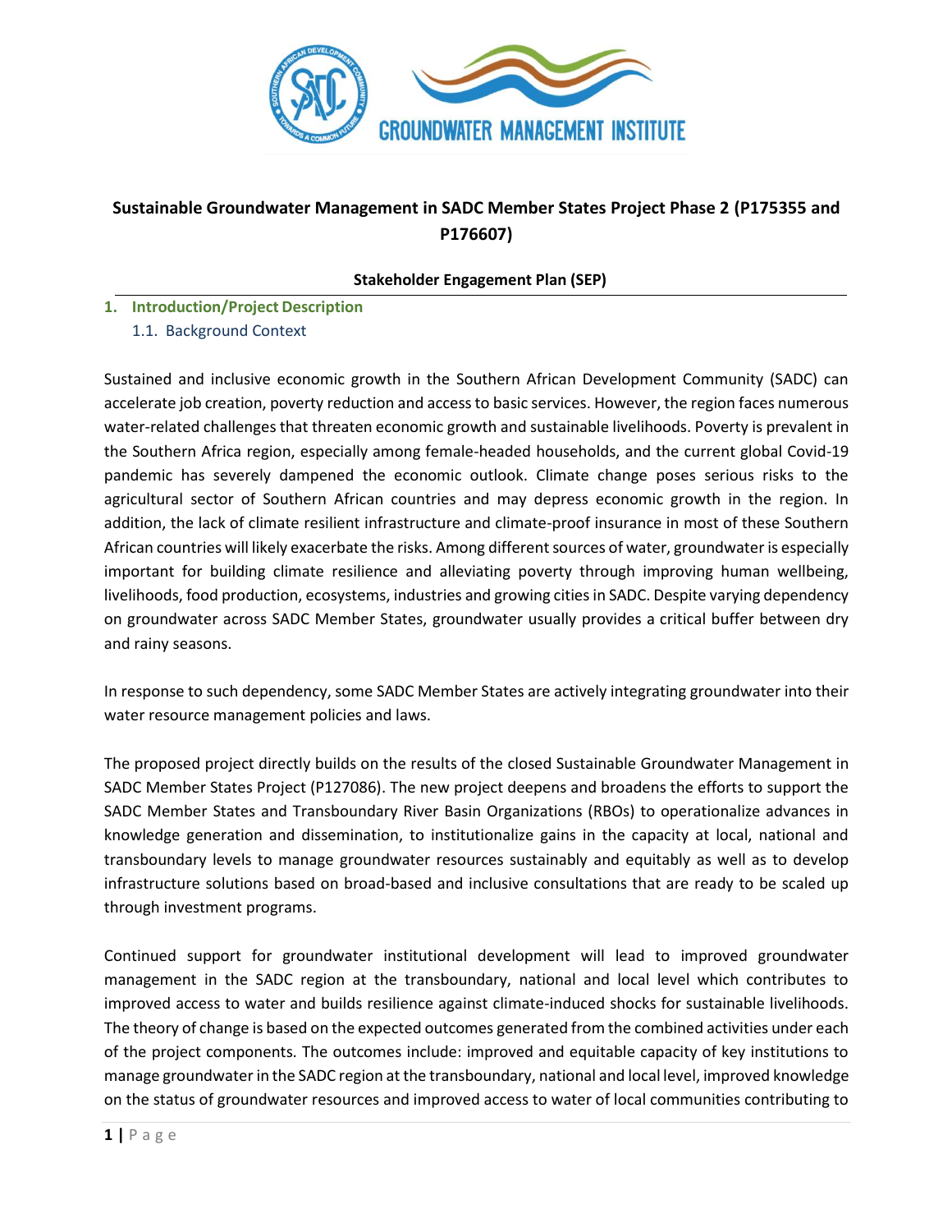# Sustainable Groundwater Management in SADC Member States Project Phase 2 (P175355 and P176607)

**Stakeholder Engagement Plan (SEP)**

## 1. Introduction/Project Description

### 1.1. Background Context

Sustained and inclusive economic growth in the Southern African Development Community (SADC) can accelerate job creation, poverty reduction and access to basic services. However, the region faces numerous water-related challenges that threaten economic growth and sustainable livelihoods. Poverty is prevalent in the Southern Africa region, especially among female-headed households, and the current global Covid-19 pandemic has severely dampened the economic outlook. Climate change poses serious risks to the agricultural sector of Southern African countries and may depress economic growth in the region. In addition, the lack of climate resilient infrastructure and climate-proof insurance in most of these Southern African countries will likely exacerbate the risks. Among different sources of water, groundwater is especially important for building climate resilience and alleviating poverty through improving human wellbeing, livelihoods, food production, ecosystems, industries and growing cities in SADC. Despite varying dependency on groundwater across SADC Member States, groundwater usually provides a critical buffer between dry and rainy seasons.

In response to such dependency, some SADC Member States are actively integrating groundwater into their water resource management policies and laws.

The proposed project directly builds on the results of the closed Sustainable Groundwater Management in SADC Member States Project (P127086). The new project deepens and broadens the efforts to support the SADC Member States and Transboundary River Basin Organizations (RBOs) to operationalize advances in knowledge generation and dissemination, to institutionalize gains in the capacity at local, national and transboundary levels to manage groundwater resources sustainably and equitably as well as to develop infrastructure solutions based on broad-based and inclusive consultations that are ready to be scaled up through investment programs.

Continued support for groundwater institutional development will lead to improved groundwater management in the SADC region at the transboundary, national and local level which contributes to improved access to water and builds resilience against climate-induced shocks for sustainable livelihoods. The theory of change is based on the expected outcomes generated from the combined activities under each of the project components. The outcomes include: improved and equitable capacity of key institutions to manage groundwater in the SADC region at the transboundary, national and local level, improved knowledge on the status of groundwater resources and improved access to water of local communities contributing to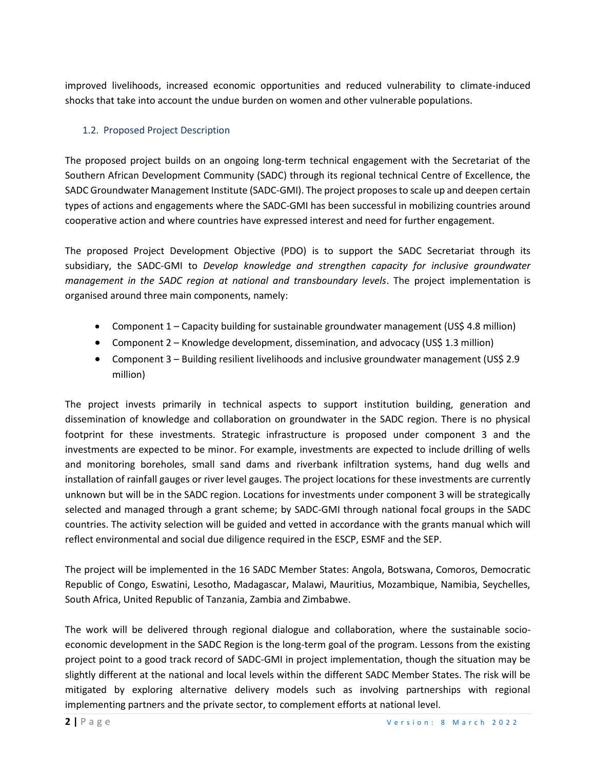improved livelihoods, increased economic opportunities and reduced vulnerability to climate-induced shocks that take into account the undue burden on women and other vulnerable populations.

## 1.2. Proposed Project Description

The proposed project builds on an ongoing long-term technical engagement with the Secretariat of the Southern African Development Community (SADC) through its regional technical Centre of Excellence, the SADC Groundwater Management Institute (SADC-GMI). The project proposes to scale up and deepen certain types of actions and engagements where the SADC-GMI has been successful in mobilizing countries around cooperative action and where countries have expressed interest and need for further engagement.

The proposed Project Development Objective (PDO) is to support the SADC Secretariat through its subsidiary, the SADC-GMI to *Develop knowledge and strengthen capacity for inclusive groundwater management in the SADC region at national and transboundary levels*. The project implementation is organised around three main components, namely:

- Component 1 – Capacity building for sustainable groundwater management (US$ 4.8 million)
- Component 2 – Knowledge development, dissemination, and advocacy (US$ 1.3 million)
- Component 3 – Building resilient livelihoods and inclusive groundwater management (US$ 2.9 million)

The project invests primarily in technical aspects to support institution building, generation and dissemination of knowledge and collaboration on groundwater in the SADC region. There is no physical footprint for these investments. Strategic infrastructure is proposed under component 3 and the investments are expected to be minor. For example, investments are expected to include drilling of wells and monitoring boreholes, small sand dams and riverbank infiltration systems, hand dug wells and installation of rainfall gauges or river level gauges. The project locations for these investments are currently unknown but will be in the SADC region. Locations for investments under component 3 will be strategically selected and managed through a grant scheme; by SADC-GMI through national focal groups in the SADC countries. The activity selection will be guided and vetted in accordance with the grants manual which will reflect environmental and social due diligence required in the ESCP, ESMF and the SEP.

The project will be implemented in the 16 SADC Member States: Angola, Botswana, Comoros, Democratic Republic of Congo, Eswatini, Lesotho, Madagascar, Malawi, Mauritius, Mozambique, Namibia, Seychelles, South Africa, United Republic of Tanzania, Zambia and Zimbabwe.

The work will be delivered through regional dialogue and collaboration, where the sustainable socio-economic development in the SADC Region is the long-term goal of the program. Lessons from the existing project point to a good track record of SADC-GMI in project implementation, though the situation may be slightly different at the national and local levels within the different SADC Member States. The risk will be mitigated by exploring alternative delivery models such as involving partnerships with regional implementing partners and the private sector, to complement efforts at national level.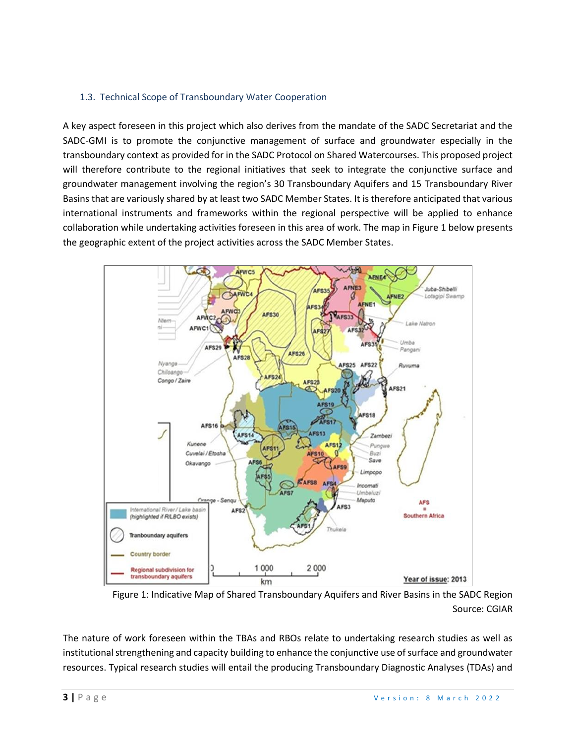### 1.3. Technical Scope of Transboundary Water Cooperation

A key aspect foreseen in this project which also derives from the mandate of the SADC Secretariat and the SADC-GMI is to promote the conjunctive management of surface and groundwater especially in the transboundary context as provided for in the SADC Protocol on Shared Watercourses. This proposed project will therefore contribute to the regional initiatives that seek to integrate the conjunctive surface and groundwater management involving the region's 30 Transboundary Aquifers and 15 Transboundary River Basins that are variously shared by at least two SADC Member States. It is therefore anticipated that various international instruments and frameworks within the regional perspective will be applied to enhance collaboration while undertaking activities foreseen in this area of work. The map in Figure 1 below presents the geographic extent of the project activities across the SADC Member States.

Figure 1: Indicative Map of Shared Transboundary Aquifers and River Basins in the SADC Region
Source: CGIAR

The nature of work foreseen within the TBAs and RBOs relate to undertaking research studies as well as institutional strengthening and capacity building to enhance the conjunctive use of surface and groundwater resources. Typical research studies will entail the producing Transboundary Diagnostic Analyses (TDAs) and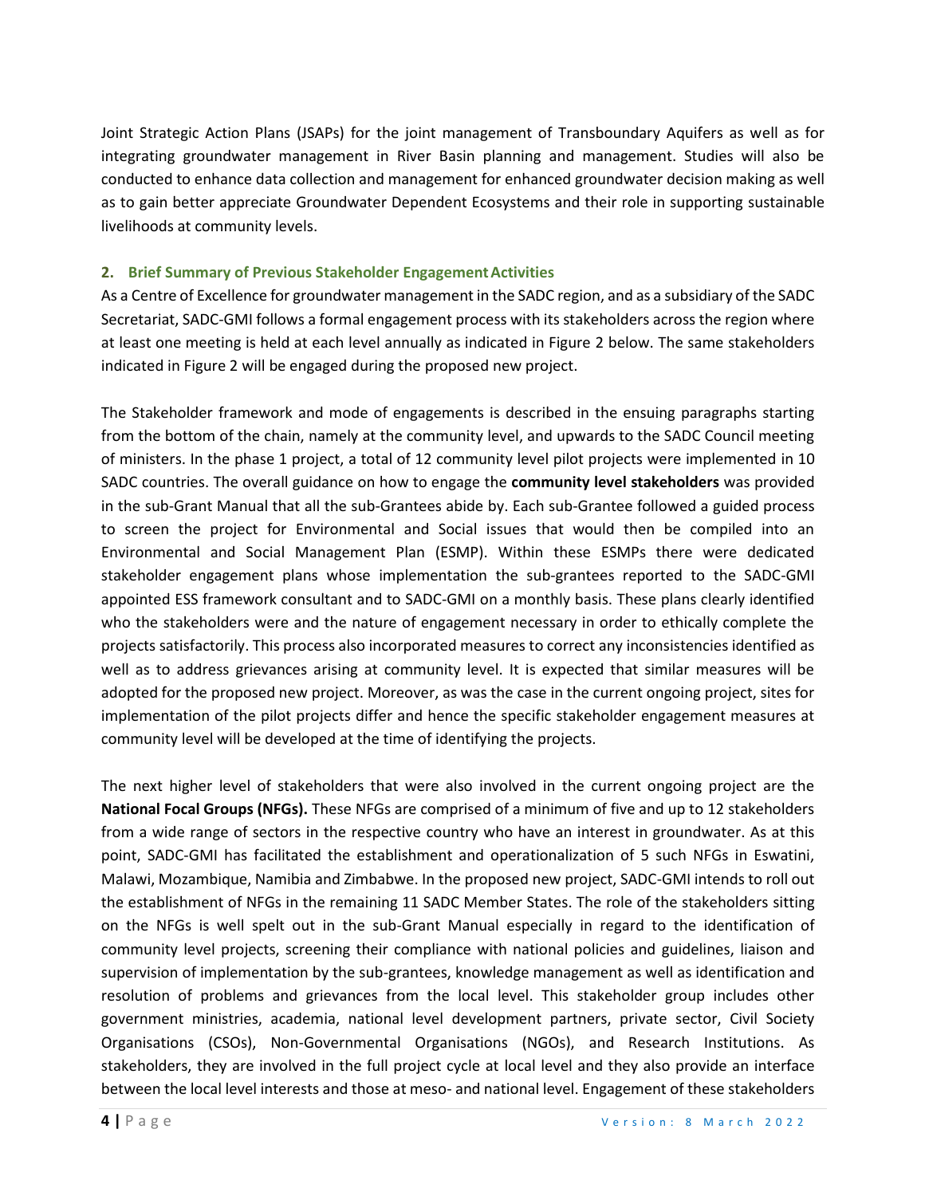Joint Strategic Action Plans (JSAPs) for the joint management of Transboundary Aquifers as well as for integrating groundwater management in River Basin planning and management. Studies will also be conducted to enhance data collection and management for enhanced groundwater decision making as well as to gain better appreciate Groundwater Dependent Ecosystems and their role in supporting sustainable livelihoods at community levels.

## 2. Brief Summary of Previous Stakeholder Engagement Activities

As a Centre of Excellence for groundwater management in the SADC region, and as a subsidiary of the SADC Secretariat, SADC-GMI follows a formal engagement process with its stakeholders across the region where at least one meeting is held at each level annually as indicated in Figure 2 below. The same stakeholders indicated in Figure 2 will be engaged during the proposed new project.

The Stakeholder framework and mode of engagements is described in the ensuing paragraphs starting from the bottom of the chain, namely at the community level, and upwards to the SADC Council meeting of ministers. In the phase 1 project, a total of 12 community level pilot projects were implemented in 10 SADC countries. The overall guidance on how to engage the **community level stakeholders** was provided in the sub-Grant Manual that all the sub-Grantees abide by. Each sub-Grantee followed a guided process to screen the project for Environmental and Social issues that would then be compiled into an Environmental and Social Management Plan (ESMP). Within these ESMPs there were dedicated stakeholder engagement plans whose implementation the sub-grantees reported to the SADC-GMI appointed ESS framework consultant and to SADC-GMI on a monthly basis. These plans clearly identified who the stakeholders were and the nature of engagement necessary in order to ethically complete the projects satisfactorily. This process also incorporated measures to correct any inconsistencies identified as well as to address grievances arising at community level. It is expected that similar measures will be adopted for the proposed new project. Moreover, as was the case in the current ongoing project, sites for implementation of the pilot projects differ and hence the specific stakeholder engagement measures at community level will be developed at the time of identifying the projects.

The next higher level of stakeholders that were also involved in the current ongoing project are the **National Focal Groups (NFGs).** These NFGs are comprised of a minimum of five and up to 12 stakeholders from a wide range of sectors in the respective country who have an interest in groundwater. As at this point, SADC-GMI has facilitated the establishment and operationalization of 5 such NFGs in Eswatini, Malawi, Mozambique, Namibia and Zimbabwe. In the proposed new project, SADC-GMI intends to roll out the establishment of NFGs in the remaining 11 SADC Member States. The role of the stakeholders sitting on the NFGs is well spelt out in the sub-Grant Manual especially in regard to the identification of community level projects, screening their compliance with national policies and guidelines, liaison and supervision of implementation by the sub-grantees, knowledge management as well as identification and resolution of problems and grievances from the local level. This stakeholder group includes other government ministries, academia, national level development partners, private sector, Civil Society Organisations (CSOs), Non-Governmental Organisations (NGOs), and Research Institutions. As stakeholders, they are involved in the full project cycle at local level and they also provide an interface between the local level interests and those at meso- and national level. Engagement of these stakeholders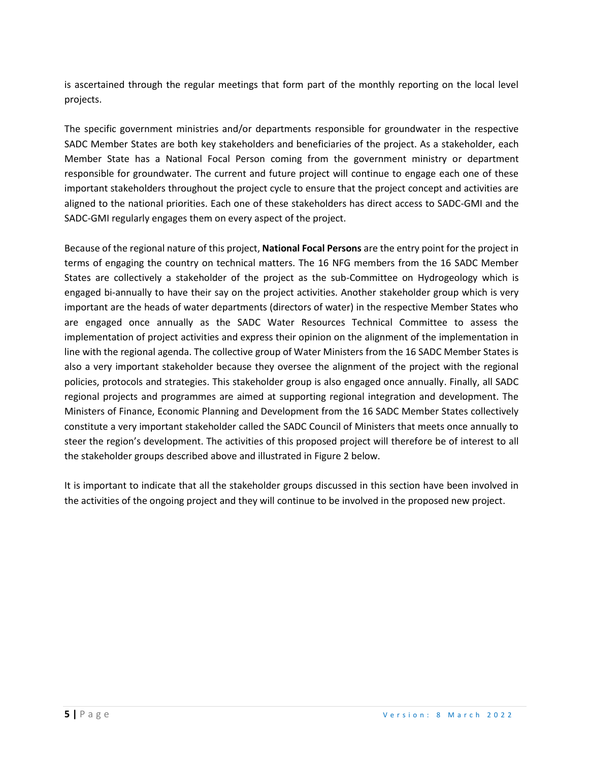is ascertained through the regular meetings that form part of the monthly reporting on the local level projects.

The specific government ministries and/or departments responsible for groundwater in the respective SADC Member States are both key stakeholders and beneficiaries of the project. As a stakeholder, each Member State has a National Focal Person coming from the government ministry or department responsible for groundwater. The current and future project will continue to engage each one of these important stakeholders throughout the project cycle to ensure that the project concept and activities are aligned to the national priorities. Each one of these stakeholders has direct access to SADC-GMI and the SADC-GMI regularly engages them on every aspect of the project.

Because of the regional nature of this project, **National Focal Persons** are the entry point for the project in terms of engaging the country on technical matters. The 16 NFG members from the 16 SADC Member States are collectively a stakeholder of the project as the sub-Committee on Hydrogeology which is engaged bi-annually to have their say on the project activities. Another stakeholder group which is very important are the heads of water departments (directors of water) in the respective Member States who are engaged once annually as the SADC Water Resources Technical Committee to assess the implementation of project activities and express their opinion on the alignment of the implementation in line with the regional agenda. The collective group of Water Ministers from the 16 SADC Member States is also a very important stakeholder because they oversee the alignment of the project with the regional policies, protocols and strategies. This stakeholder group is also engaged once annually. Finally, all SADC regional projects and programmes are aimed at supporting regional integration and development. The Ministers of Finance, Economic Planning and Development from the 16 SADC Member States collectively constitute a very important stakeholder called the SADC Council of Ministers that meets once annually to steer the region's development. The activities of this proposed project will therefore be of interest to all the stakeholder groups described above and illustrated in Figure 2 below.

It is important to indicate that all the stakeholder groups discussed in this section have been involved in the activities of the ongoing project and they will continue to be involved in the proposed new project.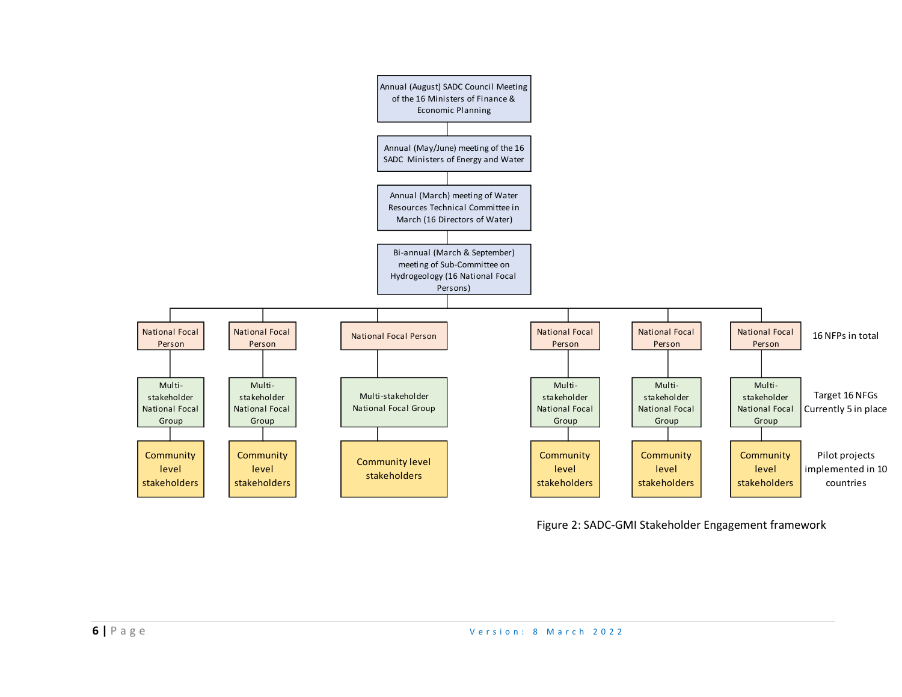Annual (August) SADC Council Meeting of the 16 Ministers of Finance & Economic Planning

Annual (May/June) meeting of the 16 SADC Ministers of Energy and Water

Annual (March) meeting of Water Resources Technical Committee in March (16 Directors of Water)

Bi-annual (March & September) meeting of Sub-Committee on Hydrogeology (16 National Focal Persons)

| National Focal Person | National Focal Person | National Focal Person | National Focal Person | National Focal Person | National Focal Person | 16 NFPs in total |
|---|---|---|---|---|---|---|
| Multi-stakeholder National Focal Group | Multi-stakeholder National Focal Group | Multi-stakeholder National Focal Group | Multi-stakeholder National Focal Group | Multi-stakeholder National Focal Group | Multi-stakeholder National Focal Group | Target 16 NFGs Currently 5 in place |
| Community level stakeholders | Community level stakeholders | Community level stakeholders | Community level stakeholders | Community level stakeholders | Community level stakeholders | Pilot projects implemented in 10 countries |

Figure 2: SADC-GMI Stakeholder Engagement framework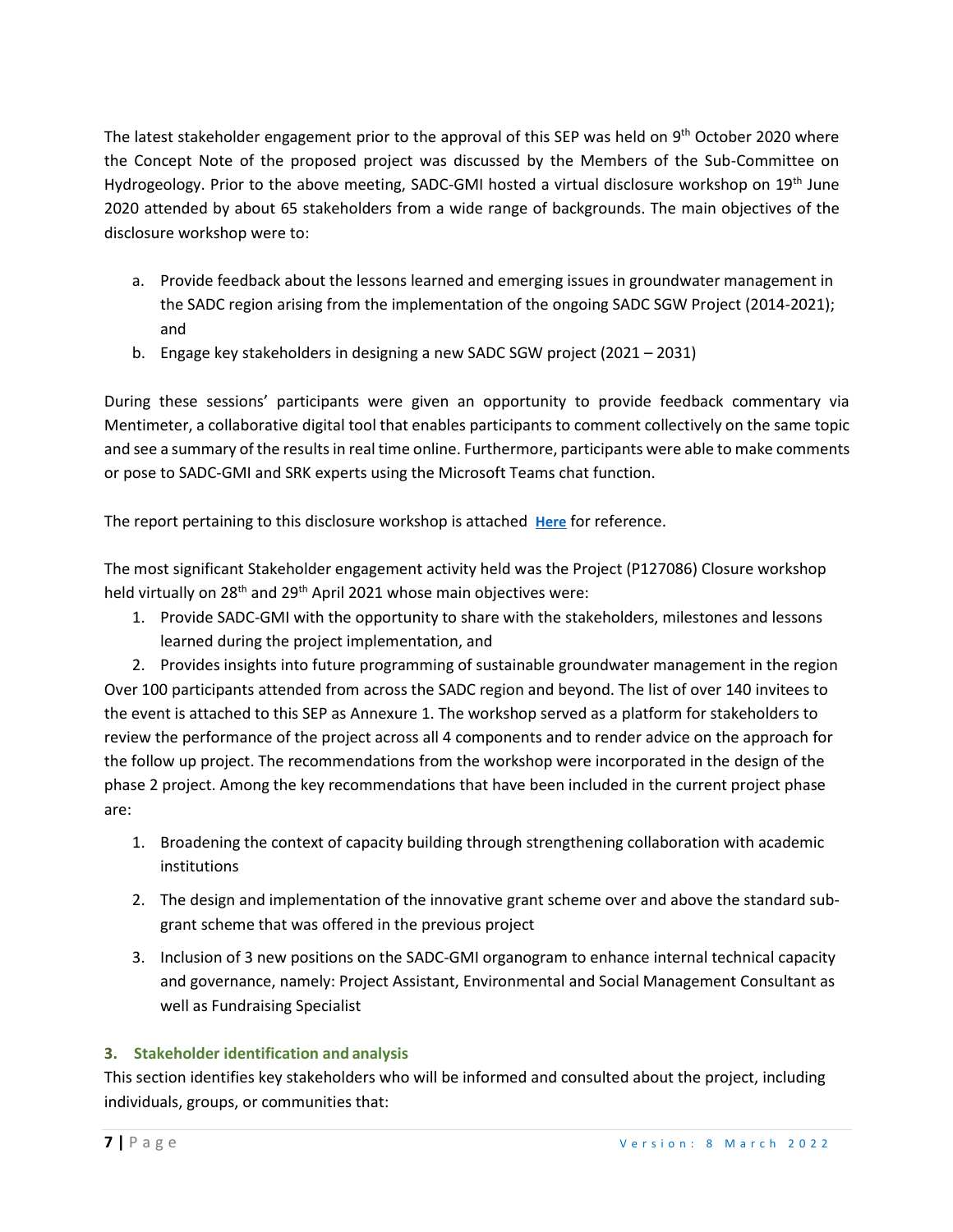The latest stakeholder engagement prior to the approval of this SEP was held on 9th October 2020 where the Concept Note of the proposed project was discussed by the Members of the Sub-Committee on Hydrogeology. Prior to the above meeting, SADC-GMI hosted a virtual disclosure workshop on 19th June 2020 attended by about 65 stakeholders from a wide range of backgrounds. The main objectives of the disclosure workshop were to:

a. Provide feedback about the lessons learned and emerging issues in groundwater management in the SADC region arising from the implementation of the ongoing SADC SGW Project (2014-2021); and
b. Engage key stakeholders in designing a new SADC SGW project (2021 – 2031)

During these sessions' participants were given an opportunity to provide feedback commentary via Mentimeter, a collaborative digital tool that enables participants to comment collectively on the same topic and see a summary of the results in real time online. Furthermore, participants were able to make comments or pose to SADC-GMI and SRK experts using the Microsoft Teams chat function.

The report pertaining to this disclosure workshop is attached **Here** for reference.

The most significant Stakeholder engagement activity held was the Project (P127086) Closure workshop held virtually on 28th and 29th April 2021 whose main objectives were:

1. Provide SADC-GMI with the opportunity to share with the stakeholders, milestones and lessons learned during the project implementation, and
2. Provides insights into future programming of sustainable groundwater management in the region

Over 100 participants attended from across the SADC region and beyond. The list of over 140 invitees to the event is attached to this SEP as Annexure 1. The workshop served as a platform for stakeholders to review the performance of the project across all 4 components and to render advice on the approach for the follow up project. The recommendations from the workshop were incorporated in the design of the phase 2 project. Among the key recommendations that have been included in the current project phase are:

1. Broadening the context of capacity building through strengthening collaboration with academic institutions
2. The design and implementation of the innovative grant scheme over and above the standard sub-grant scheme that was offered in the previous project
3. Inclusion of 3 new positions on the SADC-GMI organogram to enhance internal technical capacity and governance, namely: Project Assistant, Environmental and Social Management Consultant as well as Fundraising Specialist

## 3. Stakeholder identification and analysis

This section identifies key stakeholders who will be informed and consulted about the project, including individuals, groups, or communities that: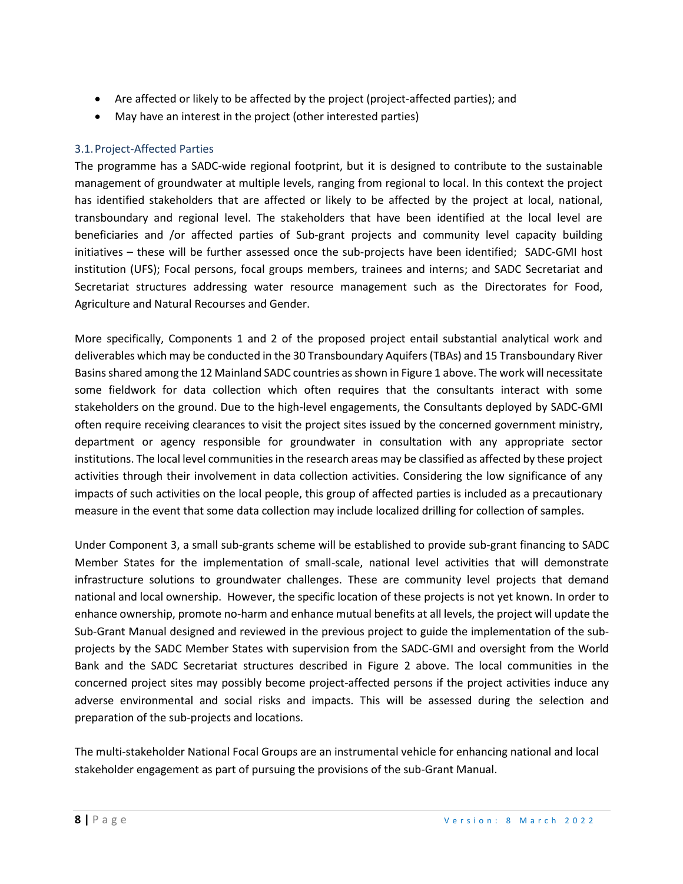- Are affected or likely to be affected by the project (project-affected parties); and
- May have an interest in the project (other interested parties)

## 3.1. Project-Affected Parties

The programme has a SADC-wide regional footprint, but it is designed to contribute to the sustainable management of groundwater at multiple levels, ranging from regional to local. In this context the project has identified stakeholders that are affected or likely to be affected by the project at local, national, transboundary and regional level. The stakeholders that have been identified at the local level are beneficiaries and /or affected parties of Sub-grant projects and community level capacity building initiatives – these will be further assessed once the sub-projects have been identified; SADC-GMI host institution (UFS); Focal persons, focal groups members, trainees and interns; and SADC Secretariat and Secretariat structures addressing water resource management such as the Directorates for Food, Agriculture and Natural Recourses and Gender.

More specifically, Components 1 and 2 of the proposed project entail substantial analytical work and deliverables which may be conducted in the 30 Transboundary Aquifers (TBAs) and 15 Transboundary River Basins shared among the 12 Mainland SADC countries as shown in Figure 1 above. The work will necessitate some fieldwork for data collection which often requires that the consultants interact with some stakeholders on the ground. Due to the high-level engagements, the Consultants deployed by SADC-GMI often require receiving clearances to visit the project sites issued by the concerned government ministry, department or agency responsible for groundwater in consultation with any appropriate sector institutions. The local level communities in the research areas may be classified as affected by these project activities through their involvement in data collection activities. Considering the low significance of any impacts of such activities on the local people, this group of affected parties is included as a precautionary measure in the event that some data collection may include localized drilling for collection of samples.

Under Component 3, a small sub-grants scheme will be established to provide sub-grant financing to SADC Member States for the implementation of small-scale, national level activities that will demonstrate infrastructure solutions to groundwater challenges. These are community level projects that demand national and local ownership. However, the specific location of these projects is not yet known. In order to enhance ownership, promote no-harm and enhance mutual benefits at all levels, the project will update the Sub-Grant Manual designed and reviewed in the previous project to guide the implementation of the sub-projects by the SADC Member States with supervision from the SADC-GMI and oversight from the World Bank and the SADC Secretariat structures described in Figure 2 above. The local communities in the concerned project sites may possibly become project-affected persons if the project activities induce any adverse environmental and social risks and impacts. This will be assessed during the selection and preparation of the sub-projects and locations.

The multi-stakeholder National Focal Groups are an instrumental vehicle for enhancing national and local stakeholder engagement as part of pursuing the provisions of the sub-Grant Manual.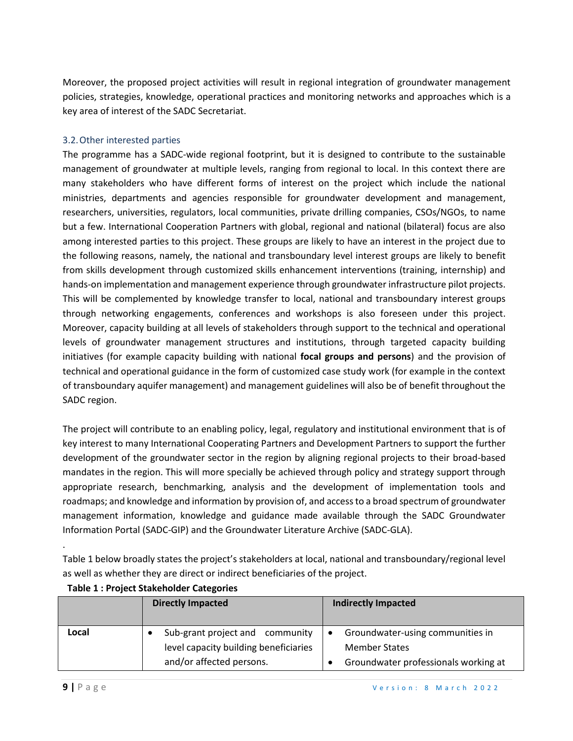Moreover, the proposed project activities will result in regional integration of groundwater management policies, strategies, knowledge, operational practices and monitoring networks and approaches which is a key area of interest of the SADC Secretariat.

## 3.2. Other interested parties

The programme has a SADC-wide regional footprint, but it is designed to contribute to the sustainable management of groundwater at multiple levels, ranging from regional to local. In this context there are many stakeholders who have different forms of interest on the project which include the national ministries, departments and agencies responsible for groundwater development and management, researchers, universities, regulators, local communities, private drilling companies, CSOs/NGOs, to name but a few. International Cooperation Partners with global, regional and national (bilateral) focus are also among interested parties to this project. These groups are likely to have an interest in the project due to the following reasons, namely, the national and transboundary level interest groups are likely to benefit from skills development through customized skills enhancement interventions (training, internship) and hands-on implementation and management experience through groundwater infrastructure pilot projects. This will be complemented by knowledge transfer to local, national and transboundary interest groups through networking engagements, conferences and workshops is also foreseen under this project. Moreover, capacity building at all levels of stakeholders through support to the technical and operational levels of groundwater management structures and institutions, through targeted capacity building initiatives (for example capacity building with national **focal groups and persons**) and the provision of technical and operational guidance in the form of customized case study work (for example in the context of transboundary aquifer management) and management guidelines will also be of benefit throughout the SADC region.

The project will contribute to an enabling policy, legal, regulatory and institutional environment that is of key interest to many International Cooperating Partners and Development Partners to support the further development of the groundwater sector in the region by aligning regional projects to their broad-based mandates in the region. This will more specially be achieved through policy and strategy support through appropriate research, benchmarking, analysis and the development of implementation tools and roadmaps; and knowledge and information by provision of, and access to a broad spectrum of groundwater management information, knowledge and guidance made available through the SADC Groundwater Information Portal (SADC-GIP) and the Groundwater Literature Archive (SADC-GLA).

.

Table 1 below broadly states the project's stakeholders at local, national and transboundary/regional level as well as whether they are direct or indirect beneficiaries of the project.

**Table 1 : Project Stakeholder Categories**

| | Directly Impacted | Indirectly Impacted |
|---|---|---|
| **Local** | • Sub-grant project and community level capacity building beneficiaries and/or affected persons. | • Groundwater-using communities in Member States<br>• Groundwater professionals working at |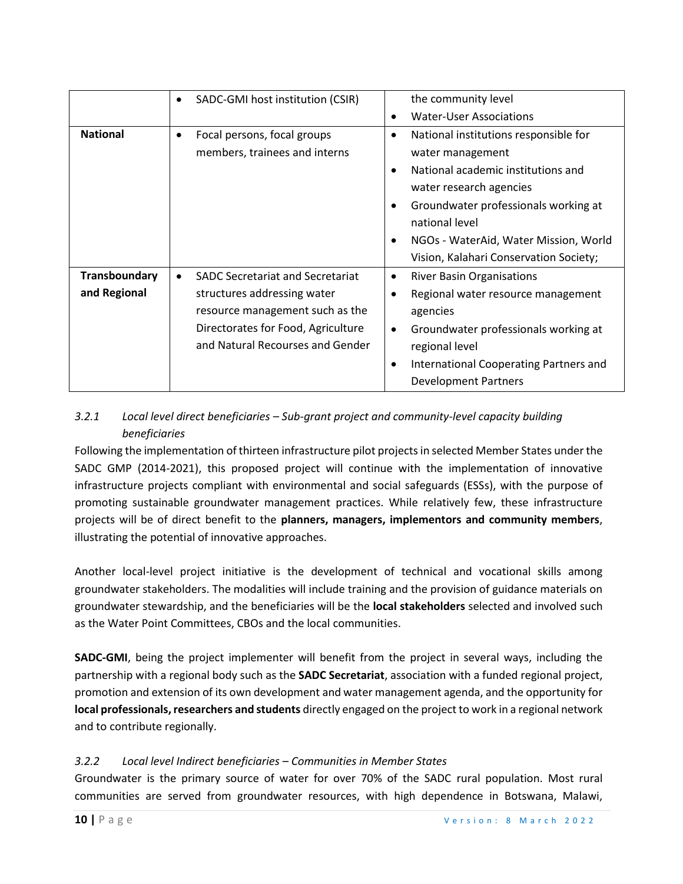| | | |
|---|---|---|
| | • SADC-GMI host institution (CSIR) | the community level<br>• Water-User Associations |
| **National** | • Focal persons, focal groups members, trainees and interns | • National institutions responsible for water management<br>• National academic institutions and water research agencies<br>• Groundwater professionals working at national level<br>• NGOs - WaterAid, Water Mission, World Vision, Kalahari Conservation Society; |
| **Transboundary and Regional** | • SADC Secretariat and Secretariat structures addressing water resource management such as the Directorates for Food, Agriculture and Natural Recourses and Gender | • River Basin Organisations<br>• Regional water resource management agencies<br>• Groundwater professionals working at regional level<br>• International Cooperating Partners and Development Partners |

### *3.2.1 Local level direct beneficiaries – Sub-grant project and community-level capacity building beneficiaries*

Following the implementation of thirteen infrastructure pilot projects in selected Member States under the SADC GMP (2014-2021), this proposed project will continue with the implementation of innovative infrastructure projects compliant with environmental and social safeguards (ESSs), with the purpose of promoting sustainable groundwater management practices. While relatively few, these infrastructure projects will be of direct benefit to the **planners, managers, implementors and community members**, illustrating the potential of innovative approaches.

Another local-level project initiative is the development of technical and vocational skills among groundwater stakeholders. The modalities will include training and the provision of guidance materials on groundwater stewardship, and the beneficiaries will be the **local stakeholders** selected and involved such as the Water Point Committees, CBOs and the local communities.

**SADC-GMI**, being the project implementer will benefit from the project in several ways, including the partnership with a regional body such as the **SADC Secretariat**, association with a funded regional project, promotion and extension of its own development and water management agenda, and the opportunity for **local professionals, researchers and students** directly engaged on the project to work in a regional network and to contribute regionally.

### *3.2.2 Local level Indirect beneficiaries – Communities in Member States*

Groundwater is the primary source of water for over 70% of the SADC rural population. Most rural communities are served from groundwater resources, with high dependence in Botswana, Malawi,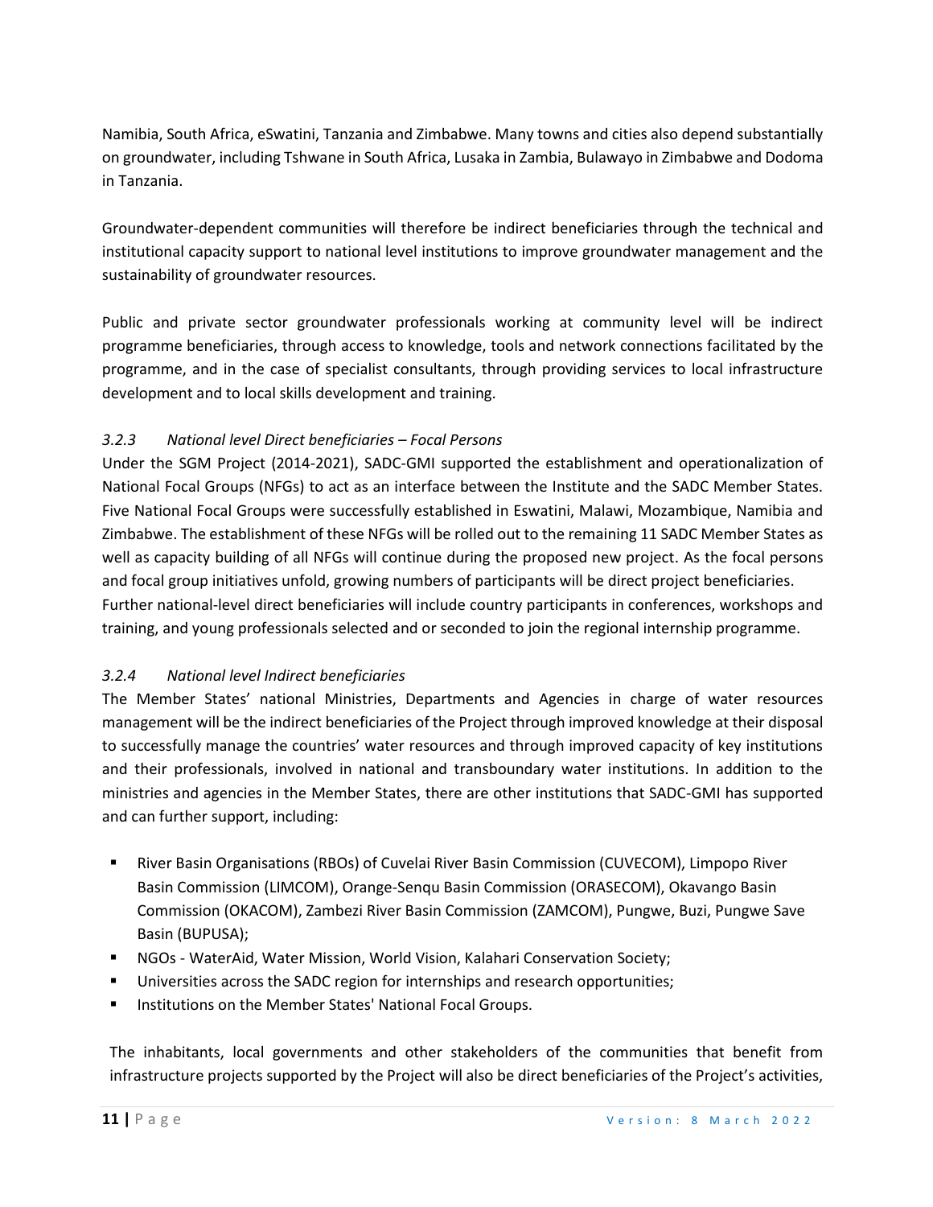Namibia, South Africa, eSwatini, Tanzania and Zimbabwe. Many towns and cities also depend substantially on groundwater, including Tshwane in South Africa, Lusaka in Zambia, Bulawayo in Zimbabwe and Dodoma in Tanzania.

Groundwater-dependent communities will therefore be indirect beneficiaries through the technical and institutional capacity support to national level institutions to improve groundwater management and the sustainability of groundwater resources.

Public and private sector groundwater professionals working at community level will be indirect programme beneficiaries, through access to knowledge, tools and network connections facilitated by the programme, and in the case of specialist consultants, through providing services to local infrastructure development and to local skills development and training.

### *3.2.3 National level Direct beneficiaries – Focal Persons*

Under the SGM Project (2014-2021), SADC-GMI supported the establishment and operationalization of National Focal Groups (NFGs) to act as an interface between the Institute and the SADC Member States. Five National Focal Groups were successfully established in Eswatini, Malawi, Mozambique, Namibia and Zimbabwe. The establishment of these NFGs will be rolled out to the remaining 11 SADC Member States as well as capacity building of all NFGs will continue during the proposed new project. As the focal persons and focal group initiatives unfold, growing numbers of participants will be direct project beneficiaries. Further national-level direct beneficiaries will include country participants in conferences, workshops and training, and young professionals selected and or seconded to join the regional internship programme.

### *3.2.4 National level Indirect beneficiaries*

The Member States' national Ministries, Departments and Agencies in charge of water resources management will be the indirect beneficiaries of the Project through improved knowledge at their disposal to successfully manage the countries' water resources and through improved capacity of key institutions and their professionals, involved in national and transboundary water institutions. In addition to the ministries and agencies in the Member States, there are other institutions that SADC-GMI has supported and can further support, including:

- River Basin Organisations (RBOs) of Cuvelai River Basin Commission (CUVECOM), Limpopo River Basin Commission (LIMCOM), Orange-Senqu Basin Commission (ORASECOM), Okavango Basin Commission (OKACOM), Zambezi River Basin Commission (ZAMCOM), Pungwe, Buzi, Pungwe Save Basin (BUPUSA);
- NGOs - WaterAid, Water Mission, World Vision, Kalahari Conservation Society;
- Universities across the SADC region for internships and research opportunities;
- Institutions on the Member States' National Focal Groups.

The inhabitants, local governments and other stakeholders of the communities that benefit from infrastructure projects supported by the Project will also be direct beneficiaries of the Project's activities,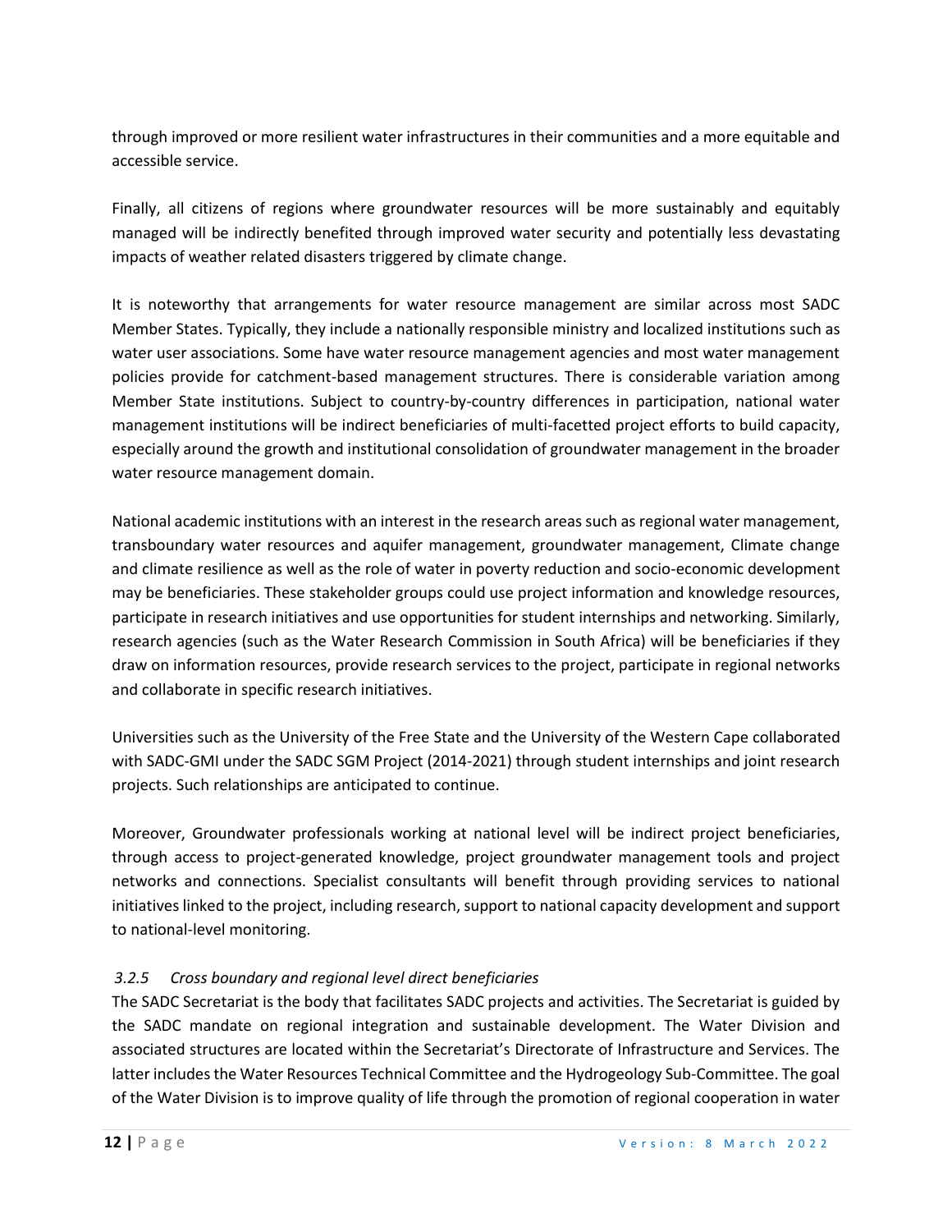through improved or more resilient water infrastructures in their communities and a more equitable and accessible service.

Finally, all citizens of regions where groundwater resources will be more sustainably and equitably managed will be indirectly benefited through improved water security and potentially less devastating impacts of weather related disasters triggered by climate change.

It is noteworthy that arrangements for water resource management are similar across most SADC Member States. Typically, they include a nationally responsible ministry and localized institutions such as water user associations. Some have water resource management agencies and most water management policies provide for catchment-based management structures. There is considerable variation among Member State institutions. Subject to country-by-country differences in participation, national water management institutions will be indirect beneficiaries of multi-facetted project efforts to build capacity, especially around the growth and institutional consolidation of groundwater management in the broader water resource management domain.

National academic institutions with an interest in the research areas such as regional water management, transboundary water resources and aquifer management, groundwater management, Climate change and climate resilience as well as the role of water in poverty reduction and socio-economic development may be beneficiaries. These stakeholder groups could use project information and knowledge resources, participate in research initiatives and use opportunities for student internships and networking. Similarly, research agencies (such as the Water Research Commission in South Africa) will be beneficiaries if they draw on information resources, provide research services to the project, participate in regional networks and collaborate in specific research initiatives.

Universities such as the University of the Free State and the University of the Western Cape collaborated with SADC-GMI under the SADC SGM Project (2014-2021) through student internships and joint research projects. Such relationships are anticipated to continue.

Moreover, Groundwater professionals working at national level will be indirect project beneficiaries, through access to project-generated knowledge, project groundwater management tools and project networks and connections. Specialist consultants will benefit through providing services to national initiatives linked to the project, including research, support to national capacity development and support to national-level monitoring.

### *3.2.5 Cross boundary and regional level direct beneficiaries*

The SADC Secretariat is the body that facilitates SADC projects and activities. The Secretariat is guided by the SADC mandate on regional integration and sustainable development. The Water Division and associated structures are located within the Secretariat's Directorate of Infrastructure and Services. The latter includes the Water Resources Technical Committee and the Hydrogeology Sub-Committee. The goal of the Water Division is to improve quality of life through the promotion of regional cooperation in water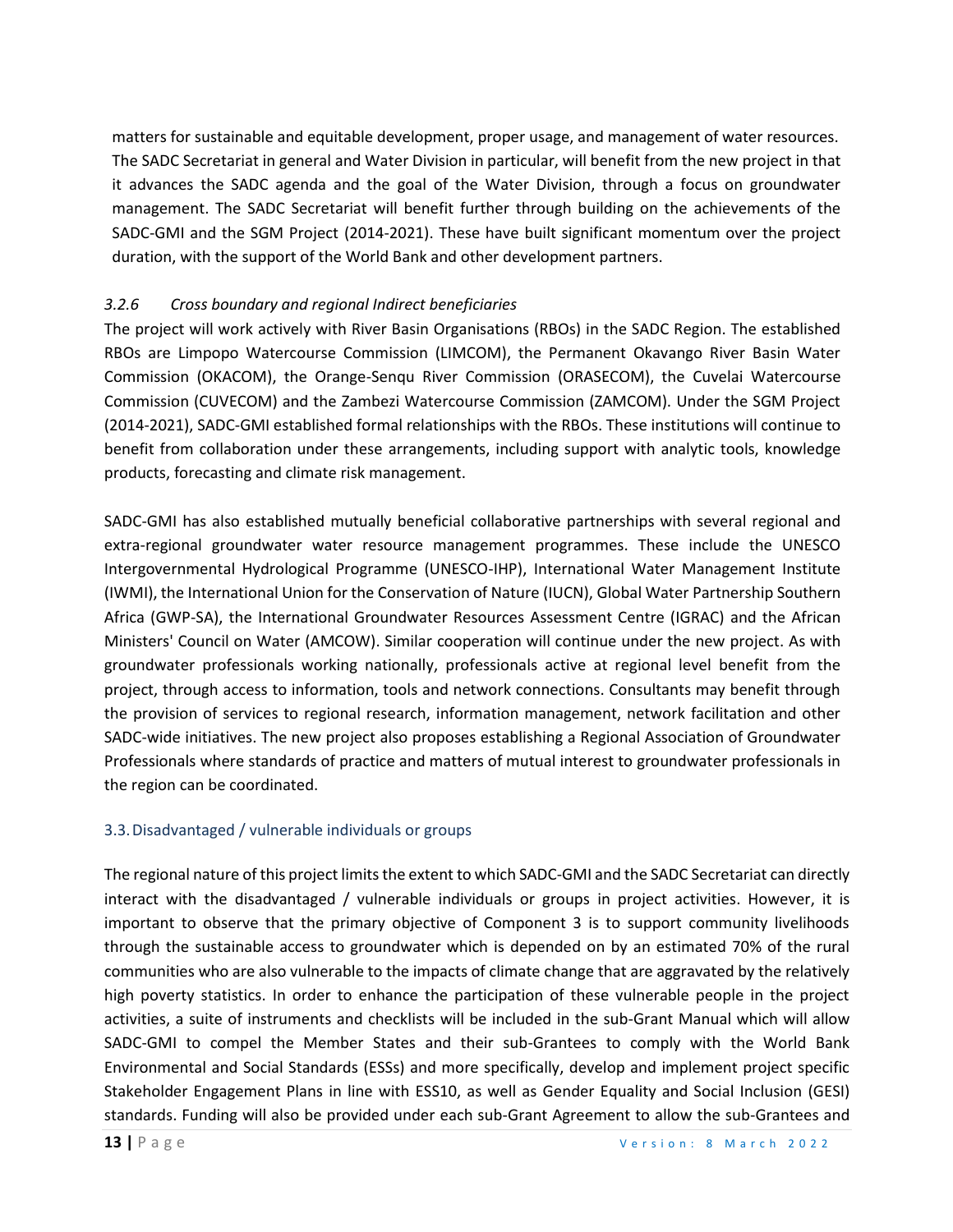matters for sustainable and equitable development, proper usage, and management of water resources. The SADC Secretariat in general and Water Division in particular, will benefit from the new project in that it advances the SADC agenda and the goal of the Water Division, through a focus on groundwater management. The SADC Secretariat will benefit further through building on the achievements of the SADC-GMI and the SGM Project (2014-2021). These have built significant momentum over the project duration, with the support of the World Bank and other development partners.

#### *3.2.6 Cross boundary and regional Indirect beneficiaries*

The project will work actively with River Basin Organisations (RBOs) in the SADC Region. The established RBOs are Limpopo Watercourse Commission (LIMCOM), the Permanent Okavango River Basin Water Commission (OKACOM), the Orange-Senqu River Commission (ORASECOM), the Cuvelai Watercourse Commission (CUVECOM) and the Zambezi Watercourse Commission (ZAMCOM). Under the SGM Project (2014-2021), SADC-GMI established formal relationships with the RBOs. These institutions will continue to benefit from collaboration under these arrangements, including support with analytic tools, knowledge products, forecasting and climate risk management.

SADC-GMI has also established mutually beneficial collaborative partnerships with several regional and extra-regional groundwater water resource management programmes. These include the UNESCO Intergovernmental Hydrological Programme (UNESCO-IHP), International Water Management Institute (IWMI), the International Union for the Conservation of Nature (IUCN), Global Water Partnership Southern Africa (GWP-SA), the International Groundwater Resources Assessment Centre (IGRAC) and the African Ministers' Council on Water (AMCOW). Similar cooperation will continue under the new project. As with groundwater professionals working nationally, professionals active at regional level benefit from the project, through access to information, tools and network connections. Consultants may benefit through the provision of services to regional research, information management, network facilitation and other SADC-wide initiatives. The new project also proposes establishing a Regional Association of Groundwater Professionals where standards of practice and matters of mutual interest to groundwater professionals in the region can be coordinated.

### 3.3. Disadvantaged / vulnerable individuals or groups

The regional nature of this project limits the extent to which SADC-GMI and the SADC Secretariat can directly interact with the disadvantaged / vulnerable individuals or groups in project activities. However, it is important to observe that the primary objective of Component 3 is to support community livelihoods through the sustainable access to groundwater which is depended on by an estimated 70% of the rural communities who are also vulnerable to the impacts of climate change that are aggravated by the relatively high poverty statistics. In order to enhance the participation of these vulnerable people in the project activities, a suite of instruments and checklists will be included in the sub-Grant Manual which will allow SADC-GMI to compel the Member States and their sub-Grantees to comply with the World Bank Environmental and Social Standards (ESSs) and more specifically, develop and implement project specific Stakeholder Engagement Plans in line with ESS10, as well as Gender Equality and Social Inclusion (GESI) standards. Funding will also be provided under each sub-Grant Agreement to allow the sub-Grantees and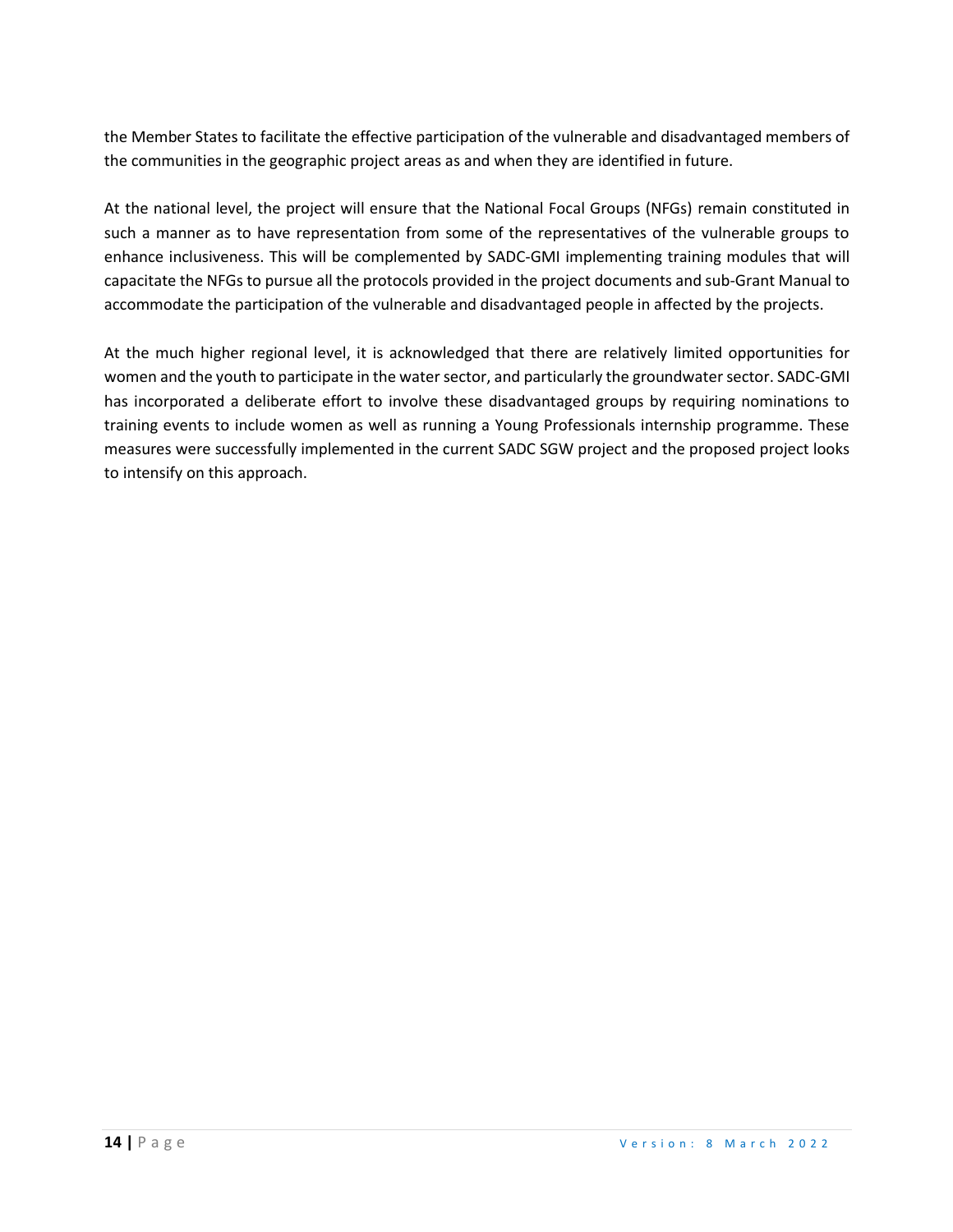the Member States to facilitate the effective participation of the vulnerable and disadvantaged members of the communities in the geographic project areas as and when they are identified in future.

At the national level, the project will ensure that the National Focal Groups (NFGs) remain constituted in such a manner as to have representation from some of the representatives of the vulnerable groups to enhance inclusiveness. This will be complemented by SADC-GMI implementing training modules that will capacitate the NFGs to pursue all the protocols provided in the project documents and sub-Grant Manual to accommodate the participation of the vulnerable and disadvantaged people in affected by the projects.

At the much higher regional level, it is acknowledged that there are relatively limited opportunities for women and the youth to participate in the water sector, and particularly the groundwater sector. SADC-GMI has incorporated a deliberate effort to involve these disadvantaged groups by requiring nominations to training events to include women as well as running a Young Professionals internship programme. These measures were successfully implemented in the current SADC SGW project and the proposed project looks to intensify on this approach.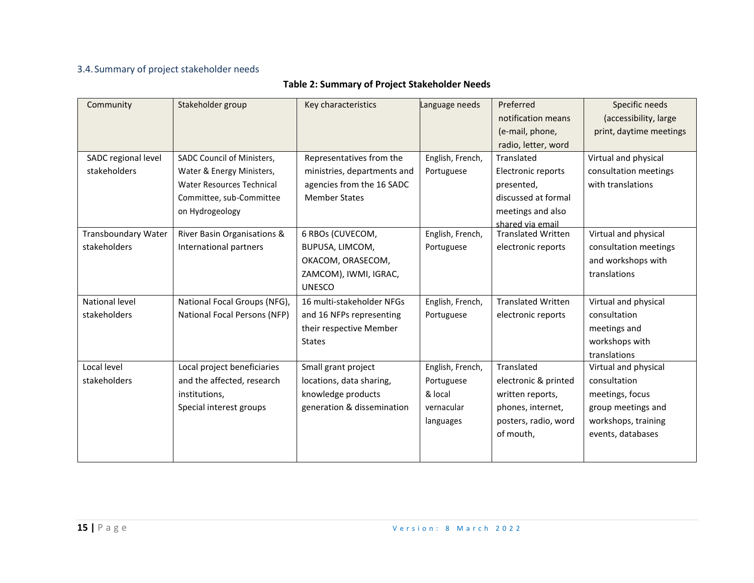### 3.4. Summary of project stakeholder needs

**Table 2: Summary of Project Stakeholder Needs**

| Community | Stakeholder group | Key characteristics | Language needs | Preferred notification means (e-mail, phone, radio, letter, word | Specific needs (accessibility, large print, daytime meetings |
|---|---|---|---|---|---|
| SADC regional level stakeholders | SADC Council of Ministers, Water & Energy Ministers, Water Resources Technical Committee, sub-Committee on Hydrogeology | Representatives from the ministries, departments and agencies from the 16 SADC Member States | English, French, Portuguese | Translated Electronic reports presented, discussed at formal meetings and also shared via email | Virtual and physical consultation meetings with translations |
| Transboundary Water stakeholders | River Basin Organisations & International partners | 6 RBOs (CUVECOM, BUPUSA, LIMCOM, OKACOM, ORASECOM, ZAMCOM), IWMI, IGRAC, UNESCO | English, French, Portuguese | Translated Written electronic reports | Virtual and physical consultation meetings and workshops with translations |
| National level stakeholders | National Focal Groups (NFG), National Focal Persons (NFP) | 16 multi-stakeholder NFGs and 16 NFPs representing their respective Member States | English, French, Portuguese | Translated Written electronic reports | Virtual and physical consultation meetings and workshops with translations |
| Local level stakeholders | Local project beneficiaries and the affected, research institutions,<br>Special interest groups | Small grant project locations, data sharing, knowledge products generation & dissemination | English, French, Portuguese & local vernacular languages | Translated electronic & printed written reports, phones, internet, posters, radio, word of mouth, | Virtual and physical consultation meetings, focus group meetings and workshops, training events, databases |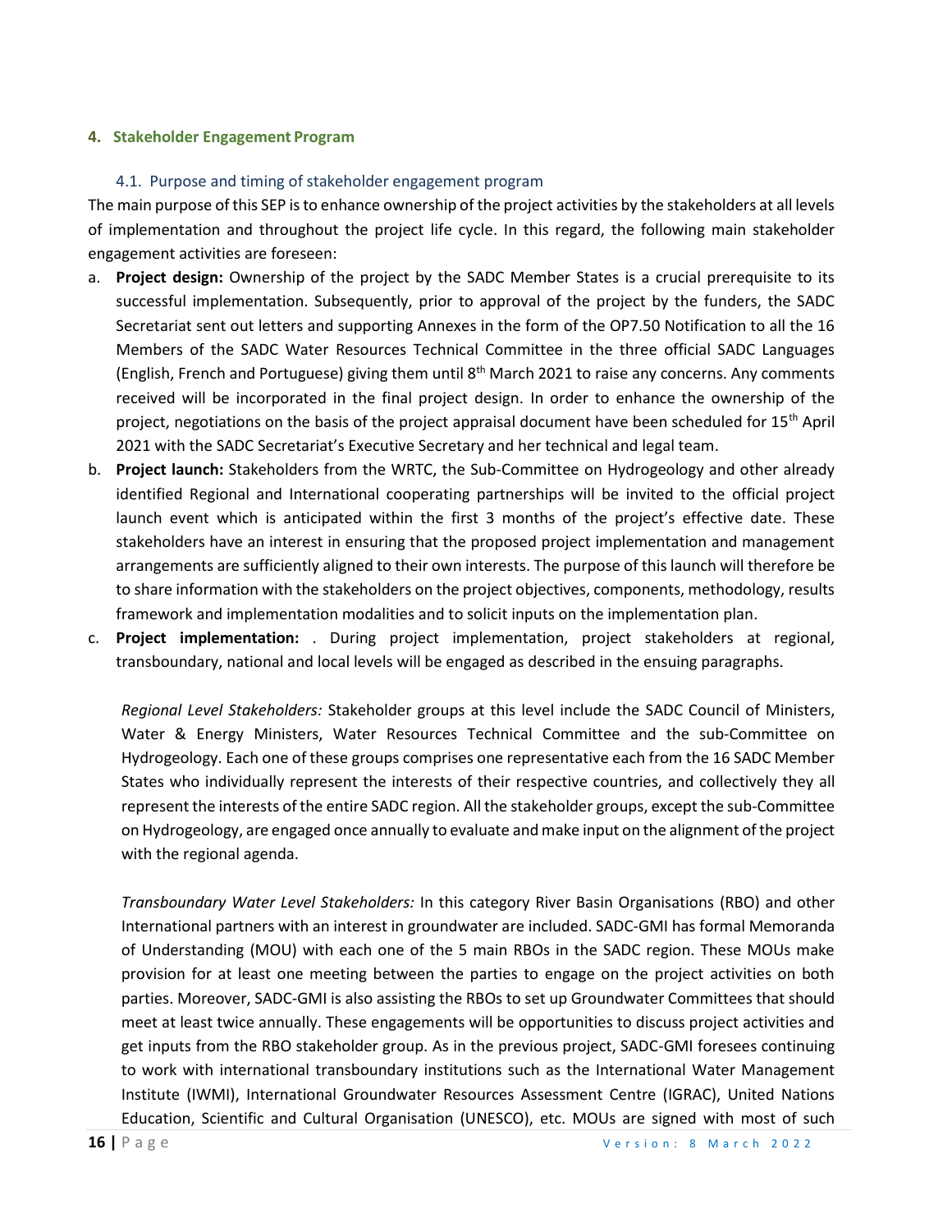## 4. Stakeholder Engagement Program

### 4.1. Purpose and timing of stakeholder engagement program

The main purpose of this SEP is to enhance ownership of the project activities by the stakeholders at all levels of implementation and throughout the project life cycle. In this regard, the following main stakeholder engagement activities are foreseen:

a. **Project design:** Ownership of the project by the SADC Member States is a crucial prerequisite to its successful implementation. Subsequently, prior to approval of the project by the funders, the SADC Secretariat sent out letters and supporting Annexes in the form of the OP7.50 Notification to all the 16 Members of the SADC Water Resources Technical Committee in the three official SADC Languages (English, French and Portuguese) giving them until 8th March 2021 to raise any concerns. Any comments received will be incorporated in the final project design. In order to enhance the ownership of the project, negotiations on the basis of the project appraisal document have been scheduled for 15th April 2021 with the SADC Secretariat's Executive Secretary and her technical and legal team.

b. **Project launch:** Stakeholders from the WRTC, the Sub-Committee on Hydrogeology and other already identified Regional and International cooperating partnerships will be invited to the official project launch event which is anticipated within the first 3 months of the project's effective date. These stakeholders have an interest in ensuring that the proposed project implementation and management arrangements are sufficiently aligned to their own interests. The purpose of this launch will therefore be to share information with the stakeholders on the project objectives, components, methodology, results framework and implementation modalities and to solicit inputs on the implementation plan.

c. **Project implementation:** . During project implementation, project stakeholders at regional, transboundary, national and local levels will be engaged as described in the ensuing paragraphs.

   *Regional Level Stakeholders:* Stakeholder groups at this level include the SADC Council of Ministers, Water & Energy Ministers, Water Resources Technical Committee and the sub-Committee on Hydrogeology. Each one of these groups comprises one representative each from the 16 SADC Member States who individually represent the interests of their respective countries, and collectively they all represent the interests of the entire SADC region. All the stakeholder groups, except the sub-Committee on Hydrogeology, are engaged once annually to evaluate and make input on the alignment of the project with the regional agenda.

   *Transboundary Water Level Stakeholders:* In this category River Basin Organisations (RBO) and other International partners with an interest in groundwater are included. SADC-GMI has formal Memoranda of Understanding (MOU) with each one of the 5 main RBOs in the SADC region. These MOUs make provision for at least one meeting between the parties to engage on the project activities on both parties. Moreover, SADC-GMI is also assisting the RBOs to set up Groundwater Committees that should meet at least twice annually. These engagements will be opportunities to discuss project activities and get inputs from the RBO stakeholder group. As in the previous project, SADC-GMI foresees continuing to work with international transboundary institutions such as the International Water Management Institute (IWMI), International Groundwater Resources Assessment Centre (IGRAC), United Nations Education, Scientific and Cultural Organisation (UNESCO), etc. MOUs are signed with most of such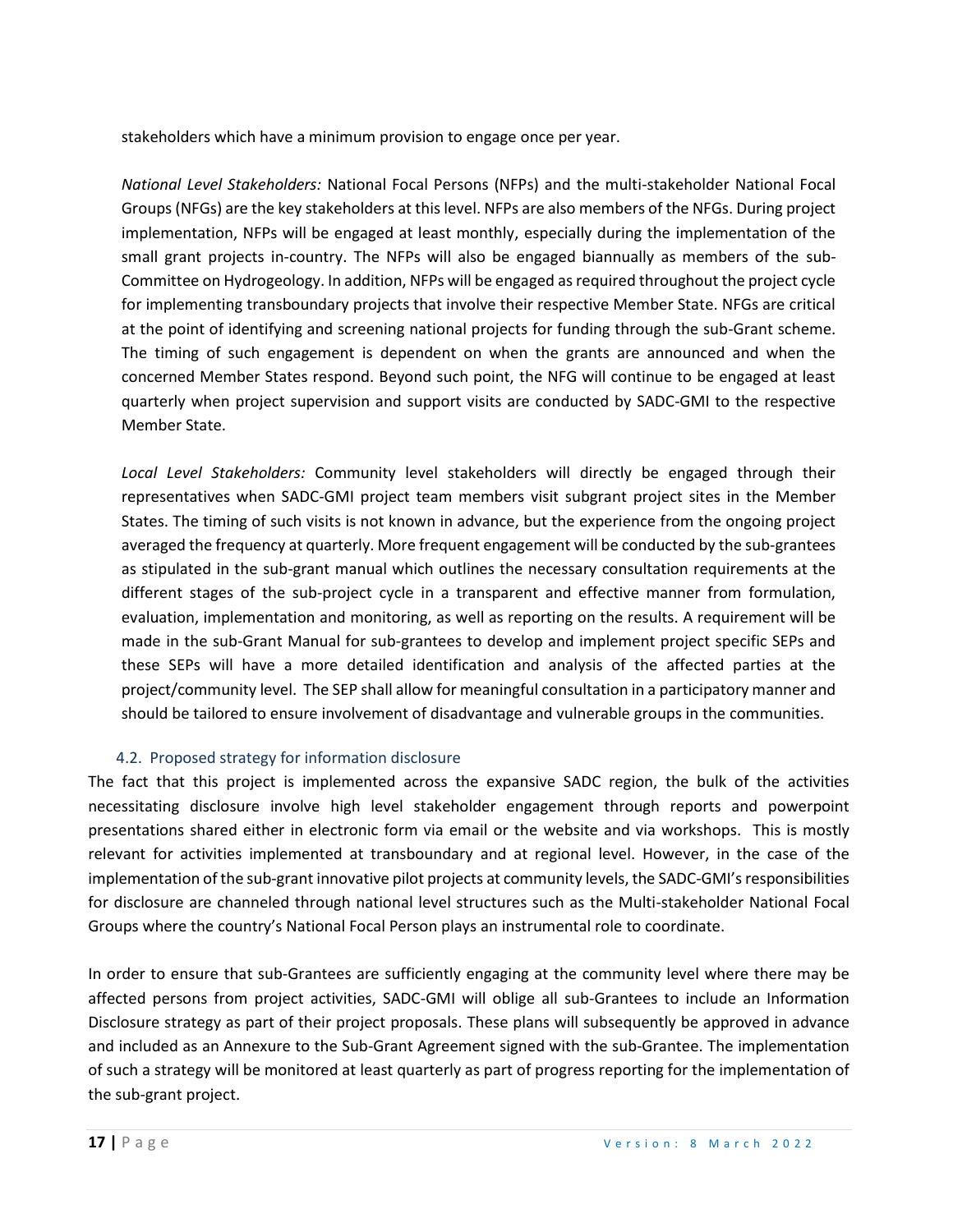stakeholders which have a minimum provision to engage once per year.

*National Level Stakeholders:* National Focal Persons (NFPs) and the multi-stakeholder National Focal Groups (NFGs) are the key stakeholders at this level. NFPs are also members of the NFGs. During project implementation, NFPs will be engaged at least monthly, especially during the implementation of the small grant projects in-country. The NFPs will also be engaged biannually as members of the sub-Committee on Hydrogeology. In addition, NFPs will be engaged as required throughout the project cycle for implementing transboundary projects that involve their respective Member State. NFGs are critical at the point of identifying and screening national projects for funding through the sub-Grant scheme. The timing of such engagement is dependent on when the grants are announced and when the concerned Member States respond. Beyond such point, the NFG will continue to be engaged at least quarterly when project supervision and support visits are conducted by SADC-GMI to the respective Member State.

*Local Level Stakeholders:* Community level stakeholders will directly be engaged through their representatives when SADC-GMI project team members visit subgrant project sites in the Member States. The timing of such visits is not known in advance, but the experience from the ongoing project averaged the frequency at quarterly. More frequent engagement will be conducted by the sub-grantees as stipulated in the sub-grant manual which outlines the necessary consultation requirements at the different stages of the sub-project cycle in a transparent and effective manner from formulation, evaluation, implementation and monitoring, as well as reporting on the results. A requirement will be made in the sub-Grant Manual for sub-grantees to develop and implement project specific SEPs and these SEPs will have a more detailed identification and analysis of the affected parties at the project/community level. The SEP shall allow for meaningful consultation in a participatory manner and should be tailored to ensure involvement of disadvantage and vulnerable groups in the communities.

### 4.2. Proposed strategy for information disclosure

The fact that this project is implemented across the expansive SADC region, the bulk of the activities necessitating disclosure involve high level stakeholder engagement through reports and powerpoint presentations shared either in electronic form via email or the website and via workshops. This is mostly relevant for activities implemented at transboundary and at regional level. However, in the case of the implementation of the sub-grant innovative pilot projects at community levels, the SADC-GMI's responsibilities for disclosure are channeled through national level structures such as the Multi-stakeholder National Focal Groups where the country's National Focal Person plays an instrumental role to coordinate.

In order to ensure that sub-Grantees are sufficiently engaging at the community level where there may be affected persons from project activities, SADC-GMI will oblige all sub-Grantees to include an Information Disclosure strategy as part of their project proposals. These plans will subsequently be approved in advance and included as an Annexure to the Sub-Grant Agreement signed with the sub-Grantee. The implementation of such a strategy will be monitored at least quarterly as part of progress reporting for the implementation of the sub-grant project.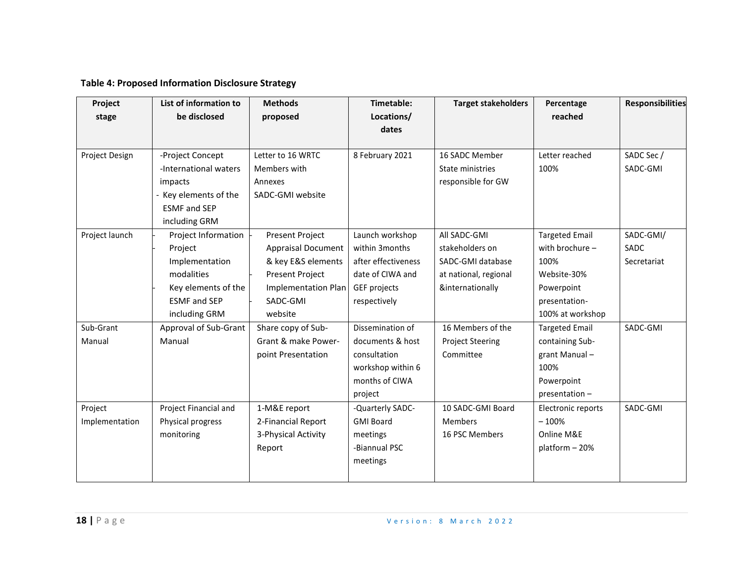**Table 4: Proposed Information Disclosure Strategy**

| Project stage | List of information to be disclosed | Methods proposed | Timetable: Locations/ dates | Target stakeholders | Percentage reached | Responsibilities |
|---|---|---|---|---|---|---|
| Project Design | -Project Concept<br>-International waters impacts<br>- Key elements of the ESMF and SEP including GRM | Letter to 16 WRTC Members with Annexes<br>SADC-GMI website | 8 February 2021 | 16 SADC Member State ministries responsible for GW | Letter reached 100% | SADC Sec / SADC-GMI |
| Project launch | - Project Information<br>- Project Implementation modalities<br>- Key elements of the ESMF and SEP including GRM | - Present Project Appraisal Document & key E&S elements<br>- Present Project Implementation Plan<br>- SADC-GMI website | Launch workshop within 3months after effectiveness date of CIWA and GEF projects respectively | All SADC-GMI stakeholders on SADC-GMI database at national, regional &internationally | Targeted Email with brochure – 100%<br>Website-30%<br>Powerpoint presentation-100% at workshop | SADC-GMI/ SADC Secretariat |
| Sub-Grant Manual | Approval of Sub-Grant Manual | Share copy of Sub-Grant & make Power-point Presentation | Dissemination of documents & host consultation workshop within 6 months of CIWA project | 16 Members of the Project Steering Committee | Targeted Email containing Sub-grant Manual – 100%<br>Powerpoint presentation – | SADC-GMI |
| Project Implementation | Project Financial and Physical progress monitoring | 1-M&E report<br>2-Financial Report<br>3-Physical Activity Report | -Quarterly SADC-GMI Board meetings<br>-Biannual PSC meetings | 10 SADC-GMI Board Members<br>16 PSC Members | Electronic reports – 100%<br>Online M&E platform – 20% | SADC-GMI |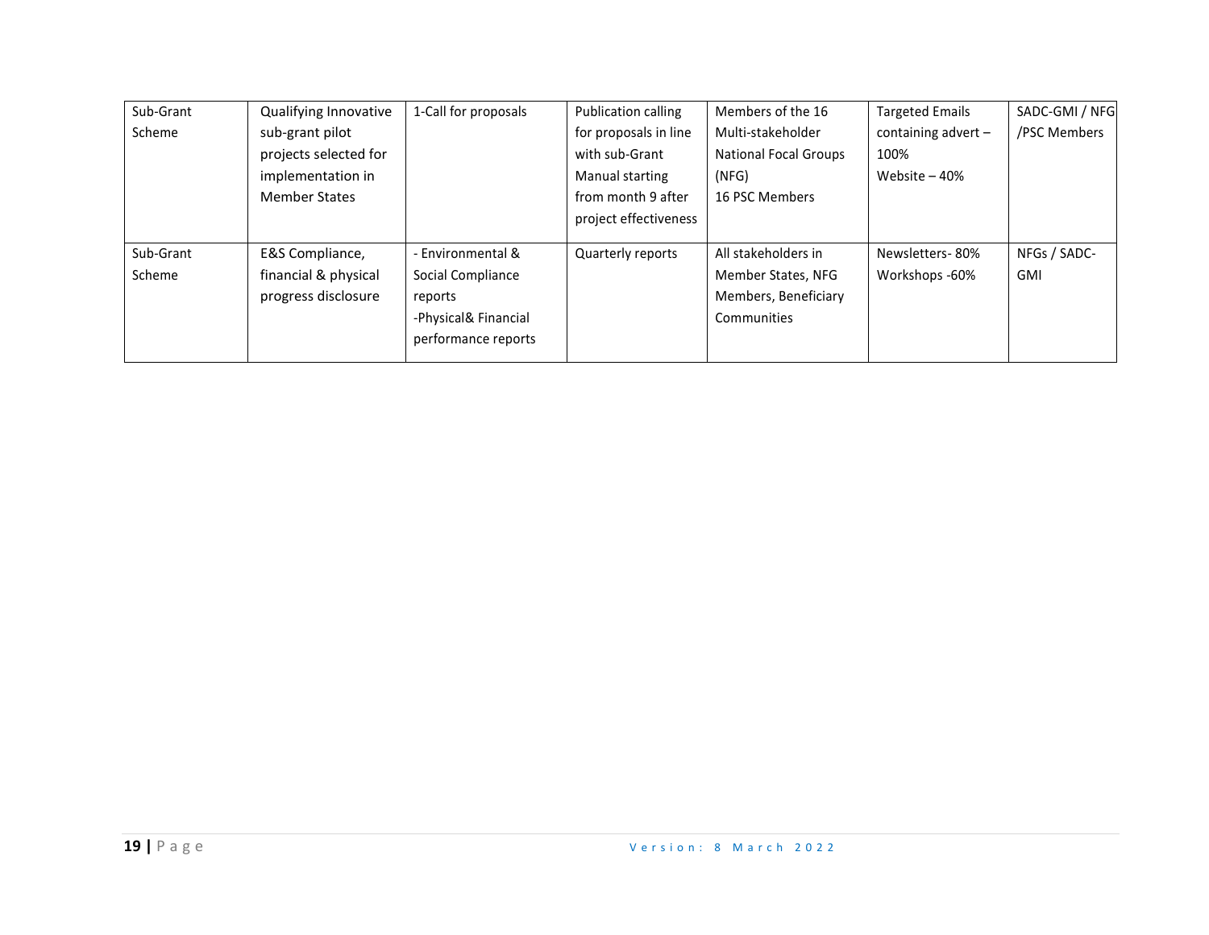| | | | | | | |
|---|---|---|---|---|---|---|
| Sub-Grant Scheme | Qualifying Innovative sub-grant pilot projects selected for implementation in Member States | 1-Call for proposals | Publication calling for proposals in line with sub-Grant Manual starting from month 9 after project effectiveness | Members of the 16 Multi-stakeholder National Focal Groups (NFG)<br>16 PSC Members | Targeted Emails containing advert – 100%<br>Website – 40% | SADC-GMI / NFG /PSC Members |
| Sub-Grant Scheme | E&S Compliance, financial & physical progress disclosure | - Environmental & Social Compliance reports<br>-Physical& Financial performance reports | Quarterly reports | All stakeholders in Member States, NFG Members, Beneficiary Communities | Newsletters- 80%<br>Workshops -60% | NFGs / SADC-GMI |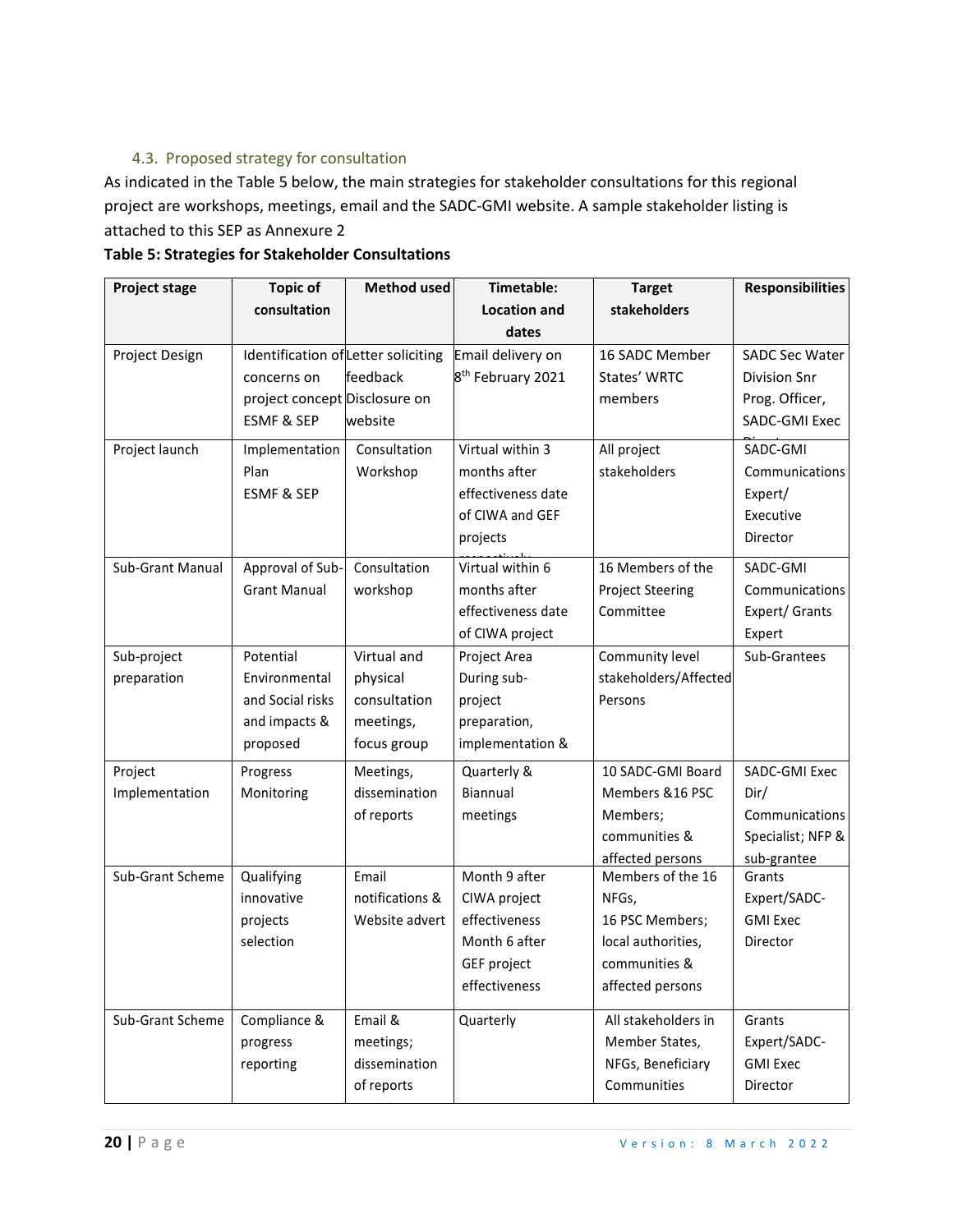### 4.3. Proposed strategy for consultation

As indicated in the Table 5 below, the main strategies for stakeholder consultations for this regional project are workshops, meetings, email and the SADC-GMI website. A sample stakeholder listing is attached to this SEP as Annexure 2

**Table 5: Strategies for Stakeholder Consultations**

| Project stage | Topic of consultation | Method used | Timetable: Location and dates | Target stakeholders | Responsibilities |
|---|---|---|---|---|---|
| Project Design | Identification of concerns on project concept ESMF & SEP | Letter soliciting feedback Disclosure on website | Email delivery on 8th February 2021 | 16 SADC Member States' WRTC members | SADC Sec Water Division Snr Prog. Officer, SADC-GMI Exec Director |
| Project launch | Implementation Plan ESMF & SEP | Consultation Workshop | Virtual within 3 months after effectiveness date of CIWA and GEF projects respectively | All project stakeholders | SADC-GMI Communications Expert/ Executive Director |
| Sub-Grant Manual | Approval of Sub-Grant Manual | Consultation workshop | Virtual within 6 months after effectiveness date of CIWA project | 16 Members of the Project Steering Committee | SADC-GMI Communications Expert/ Grants Expert |
| Sub-project preparation | Potential Environmental and Social risks and impacts & proposed | Virtual and physical consultation meetings, focus group | Project Area During sub-project preparation, implementation & | Community level stakeholders/Affected Persons | Sub-Grantees |
| Project Implementation | Progress Monitoring | Meetings, dissemination of reports | Quarterly & Biannual meetings | 10 SADC-GMI Board Members &16 PSC Members; communities & affected persons | SADC-GMI Exec Dir/ Communications Specialist; NFP & sub-grantee |
| Sub-Grant Scheme | Qualifying innovative projects selection | Email notifications & Website advert | Month 9 after CIWA project effectiveness Month 6 after GEF project effectiveness | Members of the 16 NFGs, 16 PSC Members; local authorities, communities & affected persons | Grants Expert/SADC-GMI Exec Director |
| Sub-Grant Scheme | Compliance & progress reporting | Email & meetings; dissemination of reports | Quarterly | All stakeholders in Member States, NFGs, Beneficiary Communities | Grants Expert/SADC-GMI Exec Director |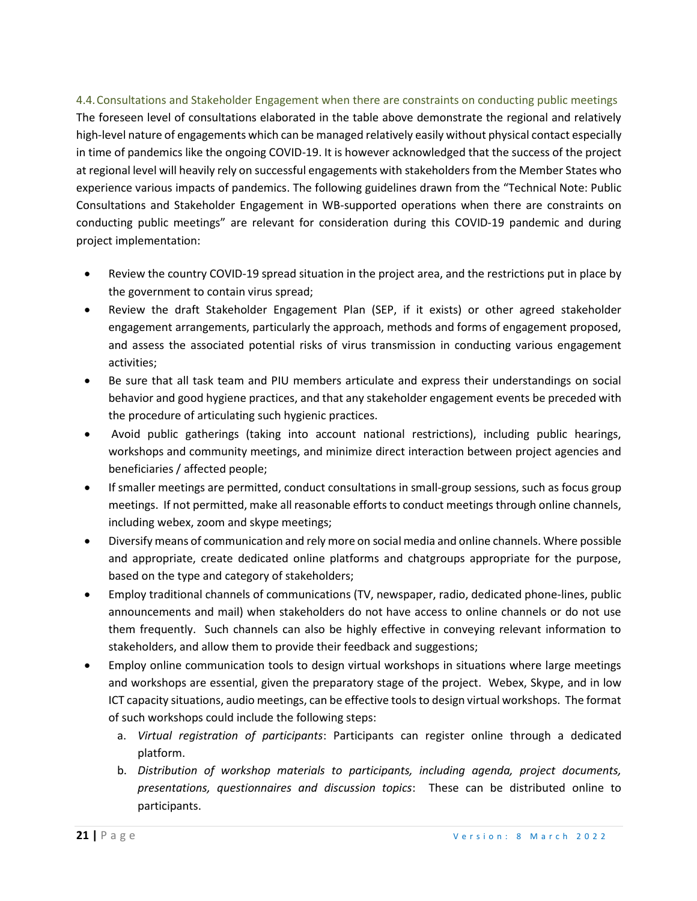### 4.4. Consultations and Stakeholder Engagement when there are constraints on conducting public meetings

The foreseen level of consultations elaborated in the table above demonstrate the regional and relatively high-level nature of engagements which can be managed relatively easily without physical contact especially in time of pandemics like the ongoing COVID-19. It is however acknowledged that the success of the project at regional level will heavily rely on successful engagements with stakeholders from the Member States who experience various impacts of pandemics. The following guidelines drawn from the "Technical Note: Public Consultations and Stakeholder Engagement in WB-supported operations when there are constraints on conducting public meetings" are relevant for consideration during this COVID-19 pandemic and during project implementation:

- Review the country COVID-19 spread situation in the project area, and the restrictions put in place by the government to contain virus spread;
- Review the draft Stakeholder Engagement Plan (SEP, if it exists) or other agreed stakeholder engagement arrangements, particularly the approach, methods and forms of engagement proposed, and assess the associated potential risks of virus transmission in conducting various engagement activities;
- Be sure that all task team and PIU members articulate and express their understandings on social behavior and good hygiene practices, and that any stakeholder engagement events be preceded with the procedure of articulating such hygienic practices.
- Avoid public gatherings (taking into account national restrictions), including public hearings, workshops and community meetings, and minimize direct interaction between project agencies and beneficiaries / affected people;
- If smaller meetings are permitted, conduct consultations in small-group sessions, such as focus group meetings. If not permitted, make all reasonable efforts to conduct meetings through online channels, including webex, zoom and skype meetings;
- Diversify means of communication and rely more on social media and online channels. Where possible and appropriate, create dedicated online platforms and chatgroups appropriate for the purpose, based on the type and category of stakeholders;
- Employ traditional channels of communications (TV, newspaper, radio, dedicated phone-lines, public announcements and mail) when stakeholders do not have access to online channels or do not use them frequently. Such channels can also be highly effective in conveying relevant information to stakeholders, and allow them to provide their feedback and suggestions;
- Employ online communication tools to design virtual workshops in situations where large meetings and workshops are essential, given the preparatory stage of the project. Webex, Skype, and in low ICT capacity situations, audio meetings, can be effective tools to design virtual workshops. The format of such workshops could include the following steps:
    a. *Virtual registration of participants*: Participants can register online through a dedicated platform.
    b. *Distribution of workshop materials to participants, including agenda, project documents, presentations, questionnaires and discussion topics*: These can be distributed online to participants.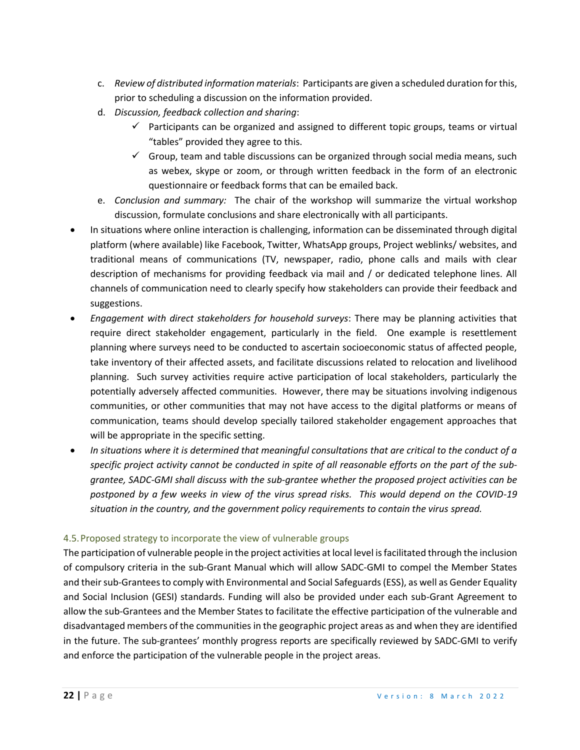c. *Review of distributed information materials*: Participants are given a scheduled duration for this, prior to scheduling a discussion on the information provided.
   d. *Discussion, feedback collection and sharing*:
      - ✓ Participants can be organized and assigned to different topic groups, teams or virtual "tables" provided they agree to this.
      - ✓ Group, team and table discussions can be organized through social media means, such as webex, skype or zoom, or through written feedback in the form of an electronic questionnaire or feedback forms that can be emailed back.
   e. *Conclusion and summary:* The chair of the workshop will summarize the virtual workshop discussion, formulate conclusions and share electronically with all participants.

- In situations where online interaction is challenging, information can be disseminated through digital platform (where available) like Facebook, Twitter, WhatsApp groups, Project weblinks/ websites, and traditional means of communications (TV, newspaper, radio, phone calls and mails with clear description of mechanisms for providing feedback via mail and / or dedicated telephone lines. All channels of communication need to clearly specify how stakeholders can provide their feedback and suggestions.
- *Engagement with direct stakeholders for household surveys*: There may be planning activities that require direct stakeholder engagement, particularly in the field. One example is resettlement planning where surveys need to be conducted to ascertain socioeconomic status of affected people, take inventory of their affected assets, and facilitate discussions related to relocation and livelihood planning. Such survey activities require active participation of local stakeholders, particularly the potentially adversely affected communities. However, there may be situations involving indigenous communities, or other communities that may not have access to the digital platforms or means of communication, teams should develop specially tailored stakeholder engagement approaches that will be appropriate in the specific setting.
- *In situations where it is determined that meaningful consultations that are critical to the conduct of a specific project activity cannot be conducted in spite of all reasonable efforts on the part of the sub-grantee, SADC-GMI shall discuss with the sub-grantee whether the proposed project activities can be postponed by a few weeks in view of the virus spread risks. This would depend on the COVID-19 situation in the country, and the government policy requirements to contain the virus spread.*

### 4.5. Proposed strategy to incorporate the view of vulnerable groups

The participation of vulnerable people in the project activities at local level is facilitated through the inclusion of compulsory criteria in the sub-Grant Manual which will allow SADC-GMI to compel the Member States and their sub-Grantees to comply with Environmental and Social Safeguards (ESS), as well as Gender Equality and Social Inclusion (GESI) standards. Funding will also be provided under each sub-Grant Agreement to allow the sub-Grantees and the Member States to facilitate the effective participation of the vulnerable and disadvantaged members of the communities in the geographic project areas as and when they are identified in the future. The sub-grantees' monthly progress reports are specifically reviewed by SADC-GMI to verify and enforce the participation of the vulnerable people in the project areas.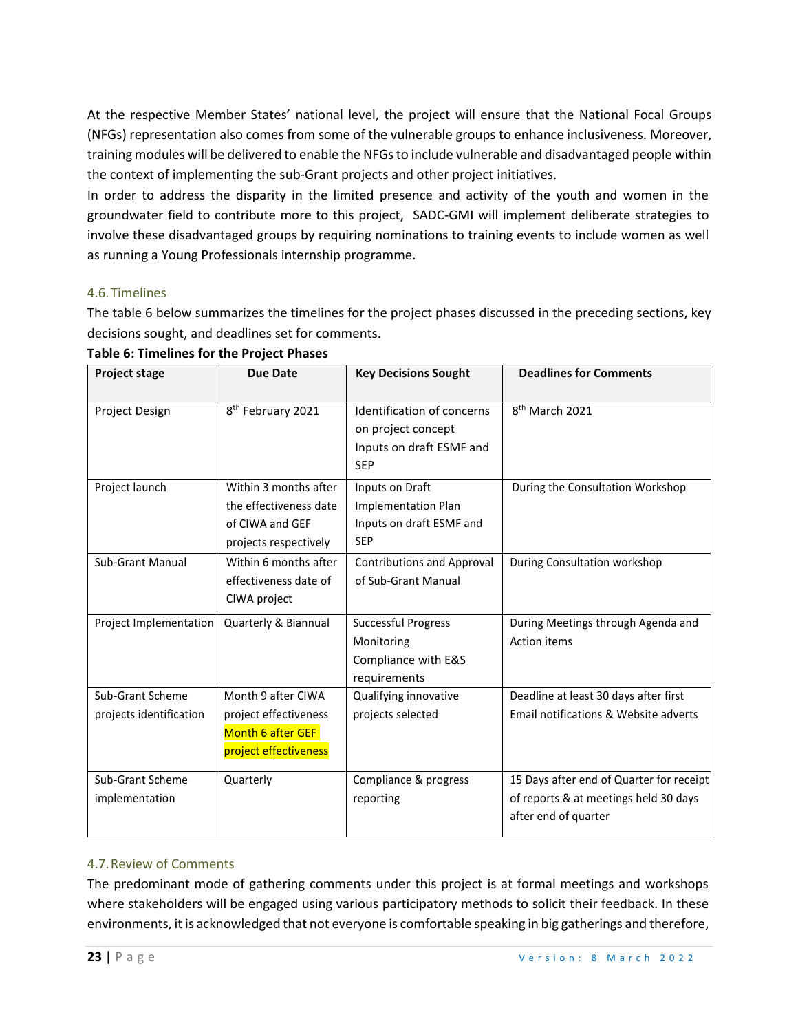At the respective Member States' national level, the project will ensure that the National Focal Groups (NFGs) representation also comes from some of the vulnerable groups to enhance inclusiveness. Moreover, training modules will be delivered to enable the NFGs to include vulnerable and disadvantaged people within the context of implementing the sub-Grant projects and other project initiatives.

In order to address the disparity in the limited presence and activity of the youth and women in the groundwater field to contribute more to this project, SADC-GMI will implement deliberate strategies to involve these disadvantaged groups by requiring nominations to training events to include women as well as running a Young Professionals internship programme.

## 4.6. Timelines

The table 6 below summarizes the timelines for the project phases discussed in the preceding sections, key decisions sought, and deadlines set for comments.

**Table 6: Timelines for the Project Phases**

| Project stage | Due Date | Key Decisions Sought | Deadlines for Comments |
|---|---|---|---|
| Project Design | 8th February 2021 | Identification of concerns on project concept<br>Inputs on draft ESMF and SEP | 8th March 2021 |
| Project launch | Within 3 months after the effectiveness date of CIWA and GEF projects respectively | Inputs on Draft Implementation Plan<br>Inputs on draft ESMF and SEP | During the Consultation Workshop |
| Sub-Grant Manual | Within 6 months after effectiveness date of CIWA project | Contributions and Approval of Sub-Grant Manual | During Consultation workshop |
| Project Implementation | Quarterly & Biannual | Successful Progress Monitoring<br>Compliance with E&S requirements | During Meetings through Agenda and Action items |
| Sub-Grant Scheme projects identification | Month 9 after CIWA project effectiveness<br>Month 6 after GEF project effectiveness | Qualifying innovative projects selected | Deadline at least 30 days after first Email notifications & Website adverts |
| Sub-Grant Scheme implementation | Quarterly | Compliance & progress reporting | 15 Days after end of Quarter for receipt of reports & at meetings held 30 days after end of quarter |

## 4.7. Review of Comments

The predominant mode of gathering comments under this project is at formal meetings and workshops where stakeholders will be engaged using various participatory methods to solicit their feedback. In these environments, it is acknowledged that not everyone is comfortable speaking in big gatherings and therefore,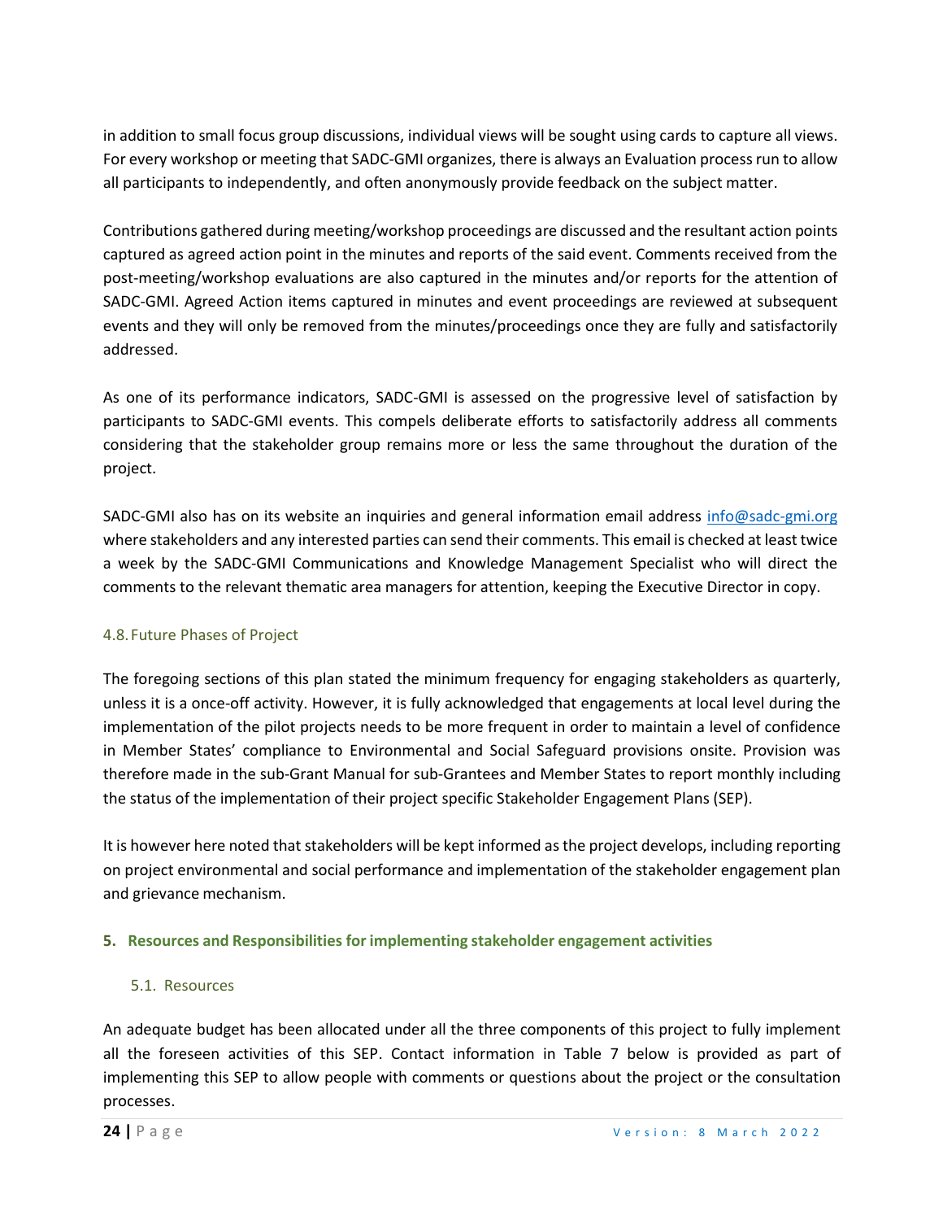in addition to small focus group discussions, individual views will be sought using cards to capture all views. For every workshop or meeting that SADC-GMI organizes, there is always an Evaluation process run to allow all participants to independently, and often anonymously provide feedback on the subject matter.

Contributions gathered during meeting/workshop proceedings are discussed and the resultant action points captured as agreed action point in the minutes and reports of the said event. Comments received from the post-meeting/workshop evaluations are also captured in the minutes and/or reports for the attention of SADC-GMI. Agreed Action items captured in minutes and event proceedings are reviewed at subsequent events and they will only be removed from the minutes/proceedings once they are fully and satisfactorily addressed.

As one of its performance indicators, SADC-GMI is assessed on the progressive level of satisfaction by participants to SADC-GMI events. This compels deliberate efforts to satisfactorily address all comments considering that the stakeholder group remains more or less the same throughout the duration of the project.

SADC-GMI also has on its website an inquiries and general information email address info@sadc-gmi.org where stakeholders and any interested parties can send their comments. This email is checked at least twice a week by the SADC-GMI Communications and Knowledge Management Specialist who will direct the comments to the relevant thematic area managers for attention, keeping the Executive Director in copy.

### 4.8. Future Phases of Project

The foregoing sections of this plan stated the minimum frequency for engaging stakeholders as quarterly, unless it is a once-off activity. However, it is fully acknowledged that engagements at local level during the implementation of the pilot projects needs to be more frequent in order to maintain a level of confidence in Member States' compliance to Environmental and Social Safeguard provisions onsite. Provision was therefore made in the sub-Grant Manual for sub-Grantees and Member States to report monthly including the status of the implementation of their project specific Stakeholder Engagement Plans (SEP).

It is however here noted that stakeholders will be kept informed as the project develops, including reporting on project environmental and social performance and implementation of the stakeholder engagement plan and grievance mechanism.

## 5. Resources and Responsibilities for implementing stakeholder engagement activities

### 5.1. Resources

An adequate budget has been allocated under all the three components of this project to fully implement all the foreseen activities of this SEP. Contact information in Table 7 below is provided as part of implementing this SEP to allow people with comments or questions about the project or the consultation processes.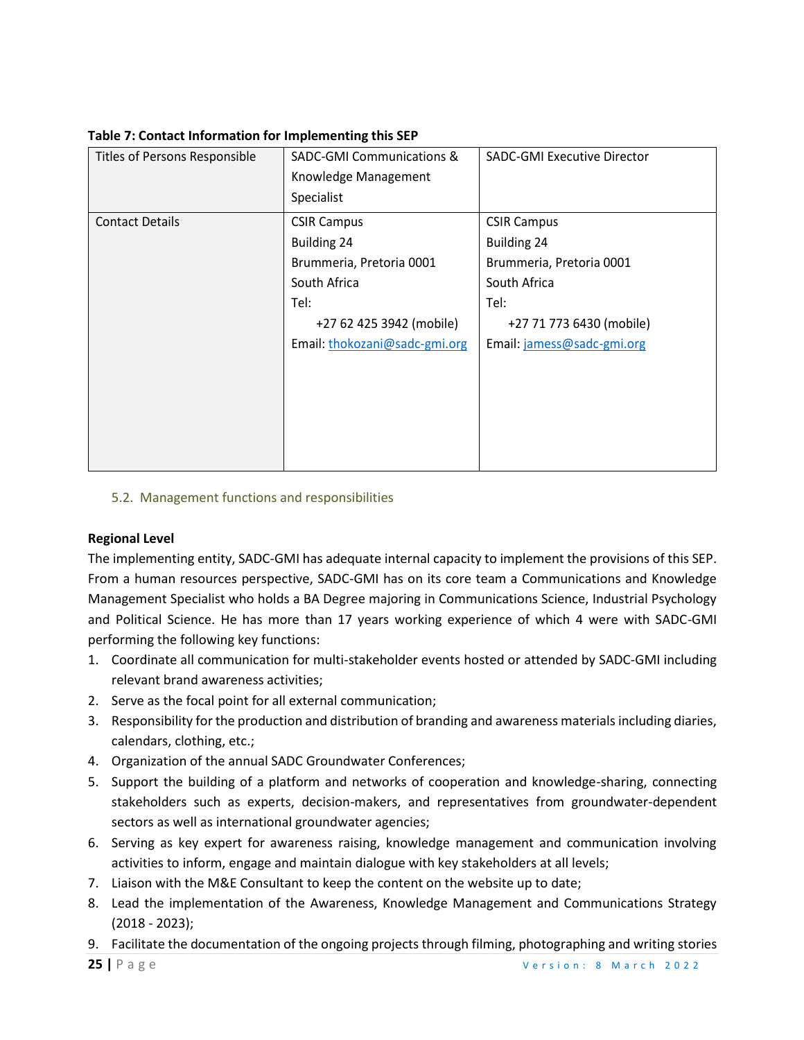**Table 7: Contact Information for Implementing this SEP**

| Titles of Persons Responsible | SADC-GMI Communications & Knowledge Management Specialist | SADC-GMI Executive Director |
|---|---|---|
| Contact Details | CSIR Campus<br>Building 24<br>Brummeria, Pretoria 0001<br>South Africa<br>Tel:<br>+27 62 425 3942 (mobile)<br>Email: thokozani@sadc-gmi.org | CSIR Campus<br>Building 24<br>Brummeria, Pretoria 0001<br>South Africa<br>Tel:<br>+27 71 773 6430 (mobile)<br>Email: jamess@sadc-gmi.org |

### 5.2. Management functions and responsibilities

**Regional Level**

The implementing entity, SADC-GMI has adequate internal capacity to implement the provisions of this SEP. From a human resources perspective, SADC-GMI has on its core team a Communications and Knowledge Management Specialist who holds a BA Degree majoring in Communications Science, Industrial Psychology and Political Science. He has more than 17 years working experience of which 4 were with SADC-GMI performing the following key functions:

1. Coordinate all communication for multi-stakeholder events hosted or attended by SADC-GMI including relevant brand awareness activities;
2. Serve as the focal point for all external communication;
3. Responsibility for the production and distribution of branding and awareness materials including diaries, calendars, clothing, etc.;
4. Organization of the annual SADC Groundwater Conferences;
5. Support the building of a platform and networks of cooperation and knowledge-sharing, connecting stakeholders such as experts, decision-makers, and representatives from groundwater-dependent sectors as well as international groundwater agencies;
6. Serving as key expert for awareness raising, knowledge management and communication involving activities to inform, engage and maintain dialogue with key stakeholders at all levels;
7. Liaison with the M&E Consultant to keep the content on the website up to date;
8. Lead the implementation of the Awareness, Knowledge Management and Communications Strategy (2018 - 2023);
9. Facilitate the documentation of the ongoing projects through filming, photographing and writing stories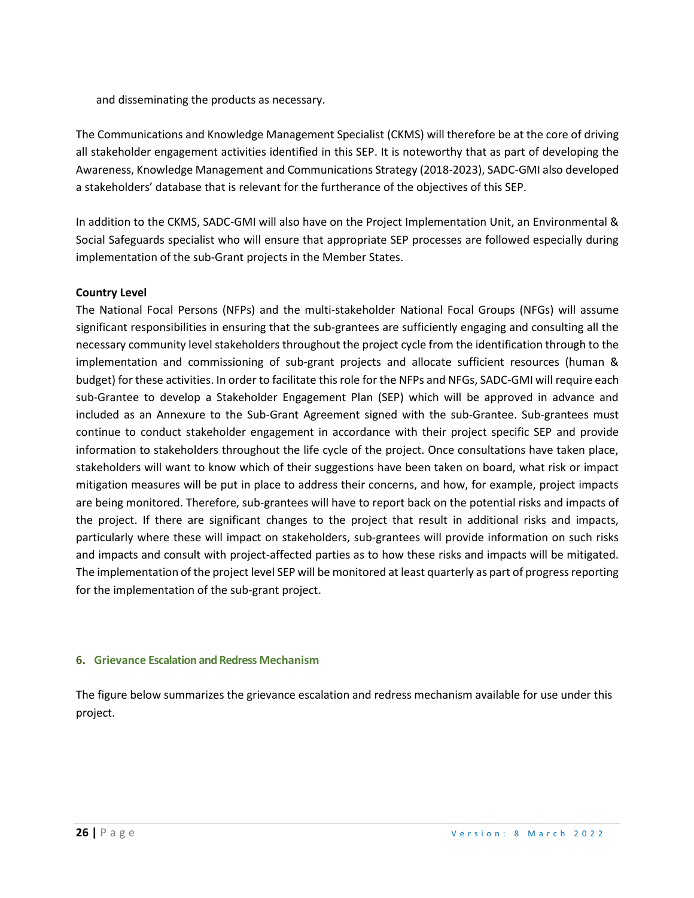and disseminating the products as necessary.

The Communications and Knowledge Management Specialist (CKMS) will therefore be at the core of driving all stakeholder engagement activities identified in this SEP. It is noteworthy that as part of developing the Awareness, Knowledge Management and Communications Strategy (2018-2023), SADC-GMI also developed a stakeholders' database that is relevant for the furtherance of the objectives of this SEP.

In addition to the CKMS, SADC-GMI will also have on the Project Implementation Unit, an Environmental & Social Safeguards specialist who will ensure that appropriate SEP processes are followed especially during implementation of the sub-Grant projects in the Member States.

**Country Level**

The National Focal Persons (NFPs) and the multi-stakeholder National Focal Groups (NFGs) will assume significant responsibilities in ensuring that the sub-grantees are sufficiently engaging and consulting all the necessary community level stakeholders throughout the project cycle from the identification through to the implementation and commissioning of sub-grant projects and allocate sufficient resources (human & budget) for these activities. In order to facilitate this role for the NFPs and NFGs, SADC-GMI will require each sub-Grantee to develop a Stakeholder Engagement Plan (SEP) which will be approved in advance and included as an Annexure to the Sub-Grant Agreement signed with the sub-Grantee. Sub-grantees must continue to conduct stakeholder engagement in accordance with their project specific SEP and provide information to stakeholders throughout the life cycle of the project. Once consultations have taken place, stakeholders will want to know which of their suggestions have been taken on board, what risk or impact mitigation measures will be put in place to address their concerns, and how, for example, project impacts are being monitored. Therefore, sub-grantees will have to report back on the potential risks and impacts of the project. If there are significant changes to the project that result in additional risks and impacts, particularly where these will impact on stakeholders, sub-grantees will provide information on such risks and impacts and consult with project-affected parties as to how these risks and impacts will be mitigated. The implementation of the project level SEP will be monitored at least quarterly as part of progress reporting for the implementation of the sub-grant project.

## 6. Grievance Escalation and Redress Mechanism

The figure below summarizes the grievance escalation and redress mechanism available for use under this project.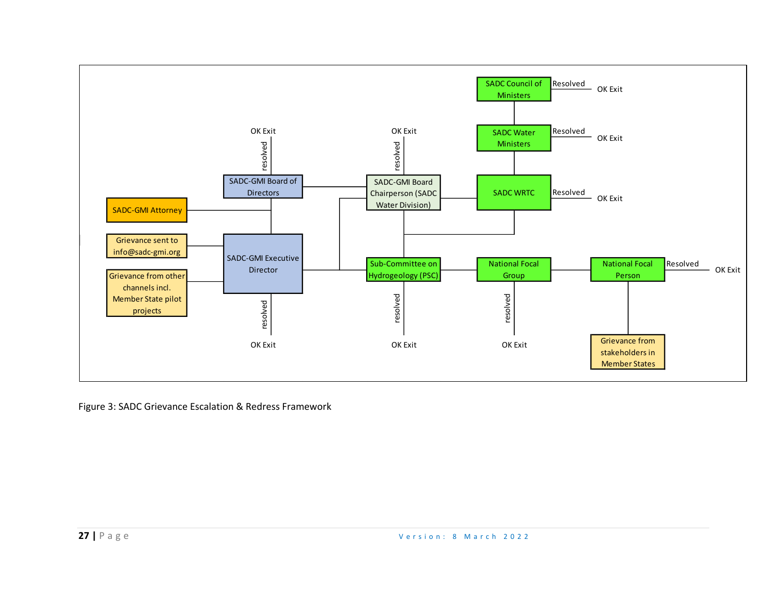SADC Council of Ministers — Resolved — OK Exit

SADC Water Ministers — Resolved — OK Exit

SADC WRTC — Resolved — OK Exit

SADC-GMI Board of Directors — resolved — OK Exit

SADC-GMI Board Chairperson (SADC Water Division) — resolved — OK Exit

SADC-GMI Attorney

Grievance sent to info@sadc-gmi.org

Grievance from other channels incl. Member State pilot projects

SADC-GMI Executive Director — resolved — OK Exit

Sub-Committee on Hydrogeology (PSC) — resolved — OK Exit

National Focal Group — resolved — OK Exit

National Focal Person — Resolved — OK Exit

Grievance from stakeholders in Member States

Figure 3: SADC Grievance Escalation & Redress Framework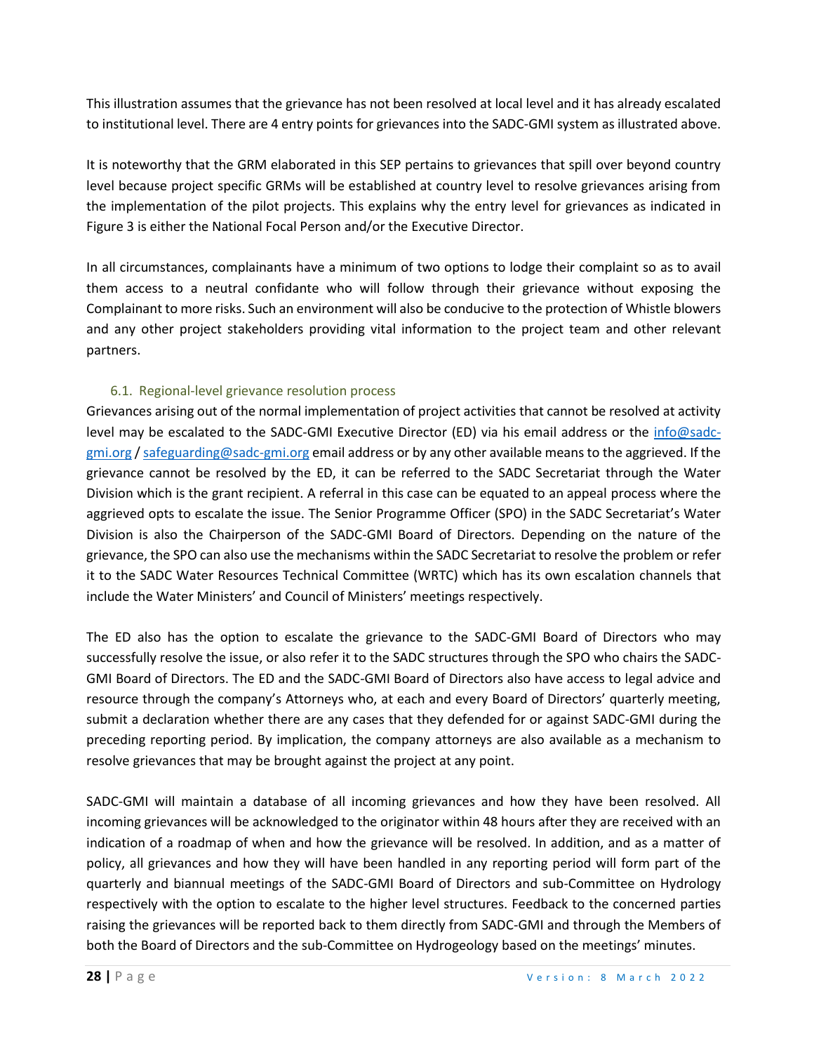This illustration assumes that the grievance has not been resolved at local level and it has already escalated to institutional level. There are 4 entry points for grievances into the SADC-GMI system as illustrated above.

It is noteworthy that the GRM elaborated in this SEP pertains to grievances that spill over beyond country level because project specific GRMs will be established at country level to resolve grievances arising from the implementation of the pilot projects. This explains why the entry level for grievances as indicated in Figure 3 is either the National Focal Person and/or the Executive Director.

In all circumstances, complainants have a minimum of two options to lodge their complaint so as to avail them access to a neutral confidante who will follow through their grievance without exposing the Complainant to more risks. Such an environment will also be conducive to the protection of Whistle blowers and any other project stakeholders providing vital information to the project team and other relevant partners.

### 6.1. Regional-level grievance resolution process

Grievances arising out of the normal implementation of project activities that cannot be resolved at activity level may be escalated to the SADC-GMI Executive Director (ED) via his email address or the info@sadc-gmi.org / safeguarding@sadc-gmi.org email address or by any other available means to the aggrieved. If the grievance cannot be resolved by the ED, it can be referred to the SADC Secretariat through the Water Division which is the grant recipient. A referral in this case can be equated to an appeal process where the aggrieved opts to escalate the issue. The Senior Programme Officer (SPO) in the SADC Secretariat's Water Division is also the Chairperson of the SADC-GMI Board of Directors. Depending on the nature of the grievance, the SPO can also use the mechanisms within the SADC Secretariat to resolve the problem or refer it to the SADC Water Resources Technical Committee (WRTC) which has its own escalation channels that include the Water Ministers' and Council of Ministers' meetings respectively.

The ED also has the option to escalate the grievance to the SADC-GMI Board of Directors who may successfully resolve the issue, or also refer it to the SADC structures through the SPO who chairs the SADC-GMI Board of Directors. The ED and the SADC-GMI Board of Directors also have access to legal advice and resource through the company's Attorneys who, at each and every Board of Directors' quarterly meeting, submit a declaration whether there are any cases that they defended for or against SADC-GMI during the preceding reporting period. By implication, the company attorneys are also available as a mechanism to resolve grievances that may be brought against the project at any point.

SADC-GMI will maintain a database of all incoming grievances and how they have been resolved. All incoming grievances will be acknowledged to the originator within 48 hours after they are received with an indication of a roadmap of when and how the grievance will be resolved. In addition, and as a matter of policy, all grievances and how they will have been handled in any reporting period will form part of the quarterly and biannual meetings of the SADC-GMI Board of Directors and sub-Committee on Hydrology respectively with the option to escalate to the higher level structures. Feedback to the concerned parties raising the grievances will be reported back to them directly from SADC-GMI and through the Members of both the Board of Directors and the sub-Committee on Hydrogeology based on the meetings' minutes.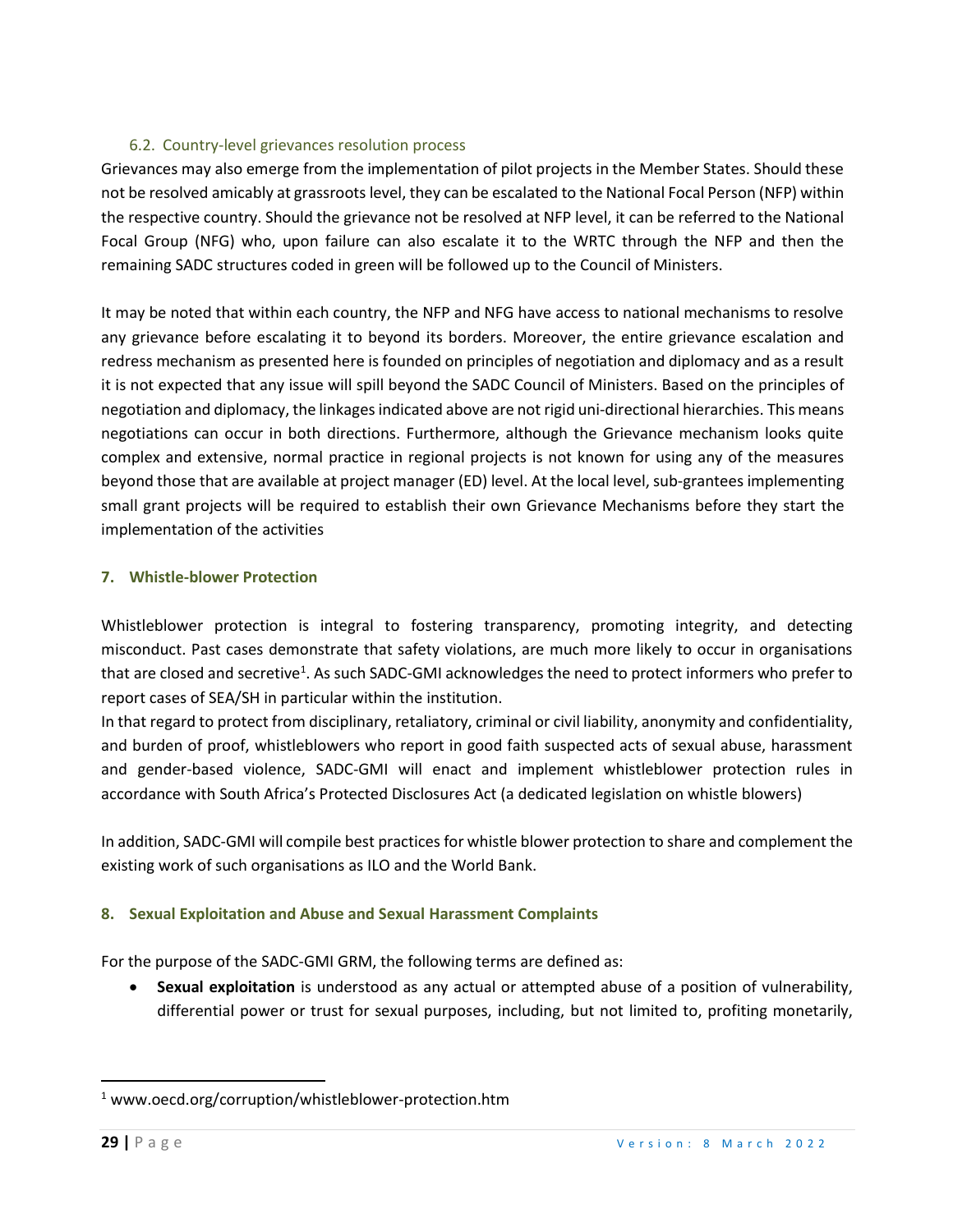### 6.2. Country-level grievances resolution process

Grievances may also emerge from the implementation of pilot projects in the Member States. Should these not be resolved amicably at grassroots level, they can be escalated to the National Focal Person (NFP) within the respective country. Should the grievance not be resolved at NFP level, it can be referred to the National Focal Group (NFG) who, upon failure can also escalate it to the WRTC through the NFP and then the remaining SADC structures coded in green will be followed up to the Council of Ministers.

It may be noted that within each country, the NFP and NFG have access to national mechanisms to resolve any grievance before escalating it to beyond its borders. Moreover, the entire grievance escalation and redress mechanism as presented here is founded on principles of negotiation and diplomacy and as a result it is not expected that any issue will spill beyond the SADC Council of Ministers. Based on the principles of negotiation and diplomacy, the linkages indicated above are not rigid uni-directional hierarchies. This means negotiations can occur in both directions. Furthermore, although the Grievance mechanism looks quite complex and extensive, normal practice in regional projects is not known for using any of the measures beyond those that are available at project manager (ED) level. At the local level, sub-grantees implementing small grant projects will be required to establish their own Grievance Mechanisms before they start the implementation of the activities

## 7. Whistle-blower Protection

Whistleblower protection is integral to fostering transparency, promoting integrity, and detecting misconduct. Past cases demonstrate that safety violations, are much more likely to occur in organisations that are closed and secretive[1]. As such SADC-GMI acknowledges the need to protect informers who prefer to report cases of SEA/SH in particular within the institution.

In that regard to protect from disciplinary, retaliatory, criminal or civil liability, anonymity and confidentiality, and burden of proof, whistleblowers who report in good faith suspected acts of sexual abuse, harassment and gender-based violence, SADC-GMI will enact and implement whistleblower protection rules in accordance with South Africa's Protected Disclosures Act (a dedicated legislation on whistle blowers)

In addition, SADC-GMI will compile best practices for whistle blower protection to share and complement the existing work of such organisations as ILO and the World Bank.

## 8. Sexual Exploitation and Abuse and Sexual Harassment Complaints

For the purpose of the SADC-GMI GRM, the following terms are defined as:

- **Sexual exploitation** is understood as any actual or attempted abuse of a position of vulnerability, differential power or trust for sexual purposes, including, but not limited to, profiting monetarily,

[1] www.oecd.org/corruption/whistleblower-protection.htm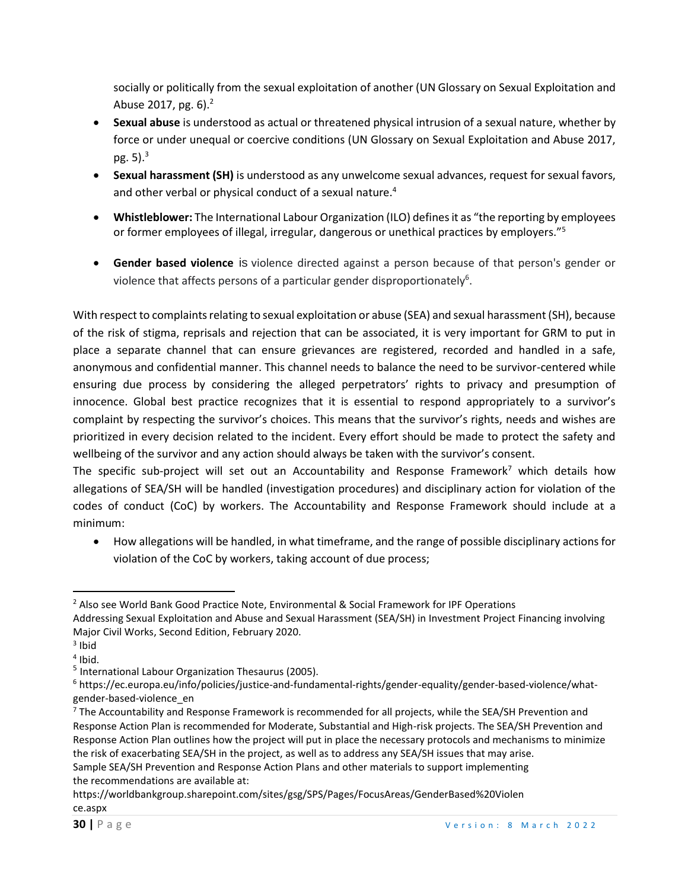socially or politically from the sexual exploitation of another (UN Glossary on Sexual Exploitation and Abuse 2017, pg. 6).[2]

- **Sexual abuse** is understood as actual or threatened physical intrusion of a sexual nature, whether by force or under unequal or coercive conditions (UN Glossary on Sexual Exploitation and Abuse 2017, pg. 5).[3]
- **Sexual harassment (SH)** is understood as any unwelcome sexual advances, request for sexual favors, and other verbal or physical conduct of a sexual nature.[4]
- **Whistleblower:** The International Labour Organization (ILO) defines it as "the reporting by employees or former employees of illegal, irregular, dangerous or unethical practices by employers."[5]
- **Gender based violence** is violence directed against a person because of that person's gender or violence that affects persons of a particular gender disproportionately[6].

With respect to complaints relating to sexual exploitation or abuse (SEA) and sexual harassment (SH), because of the risk of stigma, reprisals and rejection that can be associated, it is very important for GRM to put in place a separate channel that can ensure grievances are registered, recorded and handled in a safe, anonymous and confidential manner. This channel needs to balance the need to be survivor-centered while ensuring due process by considering the alleged perpetrators' rights to privacy and presumption of innocence. Global best practice recognizes that it is essential to respond appropriately to a survivor's complaint by respecting the survivor's choices. This means that the survivor's rights, needs and wishes are prioritized in every decision related to the incident. Every effort should be made to protect the safety and wellbeing of the survivor and any action should always be taken with the survivor's consent.

The specific sub-project will set out an Accountability and Response Framework[7] which details how allegations of SEA/SH will be handled (investigation procedures) and disciplinary action for violation of the codes of conduct (CoC) by workers. The Accountability and Response Framework should include at a minimum:

- How allegations will be handled, in what timeframe, and the range of possible disciplinary actions for violation of the CoC by workers, taking account of due process;

---

[2] Also see World Bank Good Practice Note, Environmental & Social Framework for IPF Operations Addressing Sexual Exploitation and Abuse and Sexual Harassment (SEA/SH) in Investment Project Financing involving Major Civil Works, Second Edition, February 2020.

[3] Ibid

[4] Ibid.

[5] International Labour Organization Thesaurus (2005).

[6] https://ec.europa.eu/info/policies/justice-and-fundamental-rights/gender-equality/gender-based-violence/what-gender-based-violence_en

[7] The Accountability and Response Framework is recommended for all projects, while the SEA/SH Prevention and Response Action Plan is recommended for Moderate, Substantial and High-risk projects. The SEA/SH Prevention and Response Action Plan outlines how the project will put in place the necessary protocols and mechanisms to minimize the risk of exacerbating SEA/SH in the project, as well as to address any SEA/SH issues that may arise. Sample SEA/SH Prevention and Response Action Plans and other materials to support implementing the recommendations are available at: https://worldbankgroup.sharepoint.com/sites/gsg/SPS/Pages/FocusAreas/GenderBased%20Violence.aspx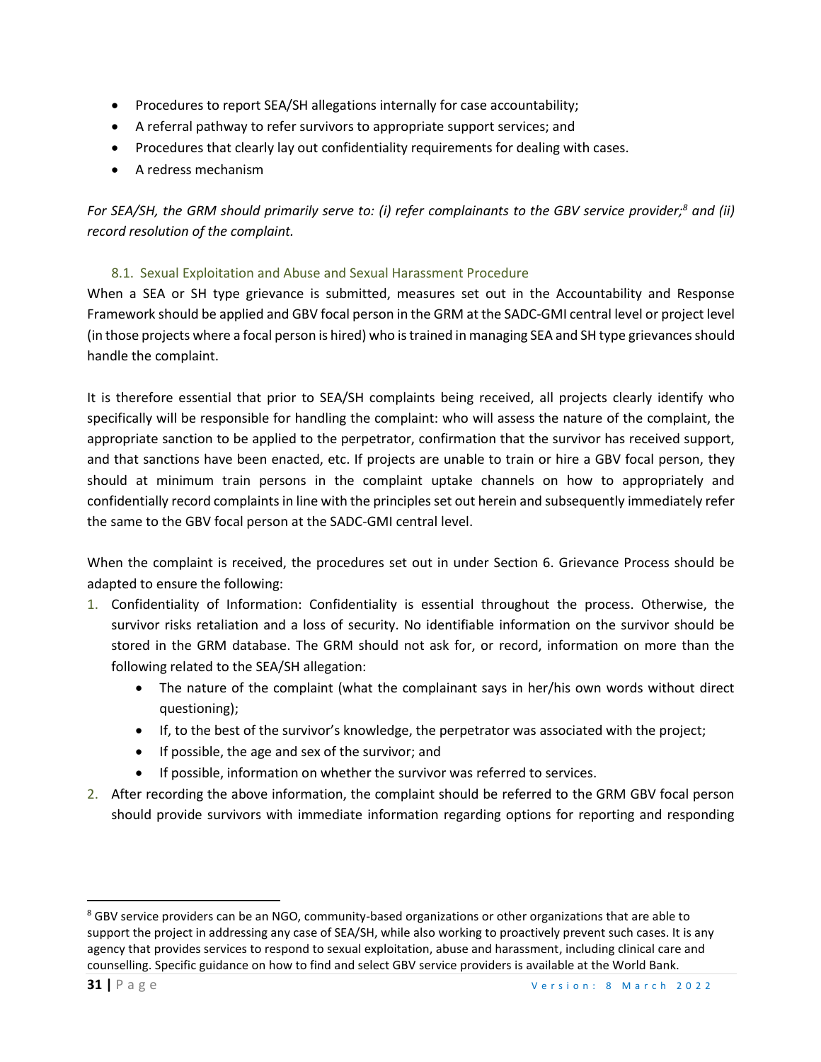- Procedures to report SEA/SH allegations internally for case accountability;
- A referral pathway to refer survivors to appropriate support services; and
- Procedures that clearly lay out confidentiality requirements for dealing with cases.
- A redress mechanism

*For SEA/SH, the GRM should primarily serve to: (i) refer complainants to the GBV service provider;[8] and (ii) record resolution of the complaint.*

### 8.1. Sexual Exploitation and Abuse and Sexual Harassment Procedure

When a SEA or SH type grievance is submitted, measures set out in the Accountability and Response Framework should be applied and GBV focal person in the GRM at the SADC-GMI central level or project level (in those projects where a focal person is hired) who is trained in managing SEA and SH type grievances should handle the complaint.

It is therefore essential that prior to SEA/SH complaints being received, all projects clearly identify who specifically will be responsible for handling the complaint: who will assess the nature of the complaint, the appropriate sanction to be applied to the perpetrator, confirmation that the survivor has received support, and that sanctions have been enacted, etc. If projects are unable to train or hire a GBV focal person, they should at minimum train persons in the complaint uptake channels on how to appropriately and confidentially record complaints in line with the principles set out herein and subsequently immediately refer the same to the GBV focal person at the SADC-GMI central level.

When the complaint is received, the procedures set out in under Section 6. Grievance Process should be adapted to ensure the following:

1. Confidentiality of Information: Confidentiality is essential throughout the process. Otherwise, the survivor risks retaliation and a loss of security. No identifiable information on the survivor should be stored in the GRM database. The GRM should not ask for, or record, information on more than the following related to the SEA/SH allegation:
   - The nature of the complaint (what the complainant says in her/his own words without direct questioning);
   - If, to the best of the survivor's knowledge, the perpetrator was associated with the project;
   - If possible, the age and sex of the survivor; and
   - If possible, information on whether the survivor was referred to services.
2. After recording the above information, the complaint should be referred to the GRM GBV focal person should provide survivors with immediate information regarding options for reporting and responding

[8] GBV service providers can be an NGO, community-based organizations or other organizations that are able to support the project in addressing any case of SEA/SH, while also working to proactively prevent such cases. It is any agency that provides services to respond to sexual exploitation, abuse and harassment, including clinical care and counselling. Specific guidance on how to find and select GBV service providers is available at the World Bank.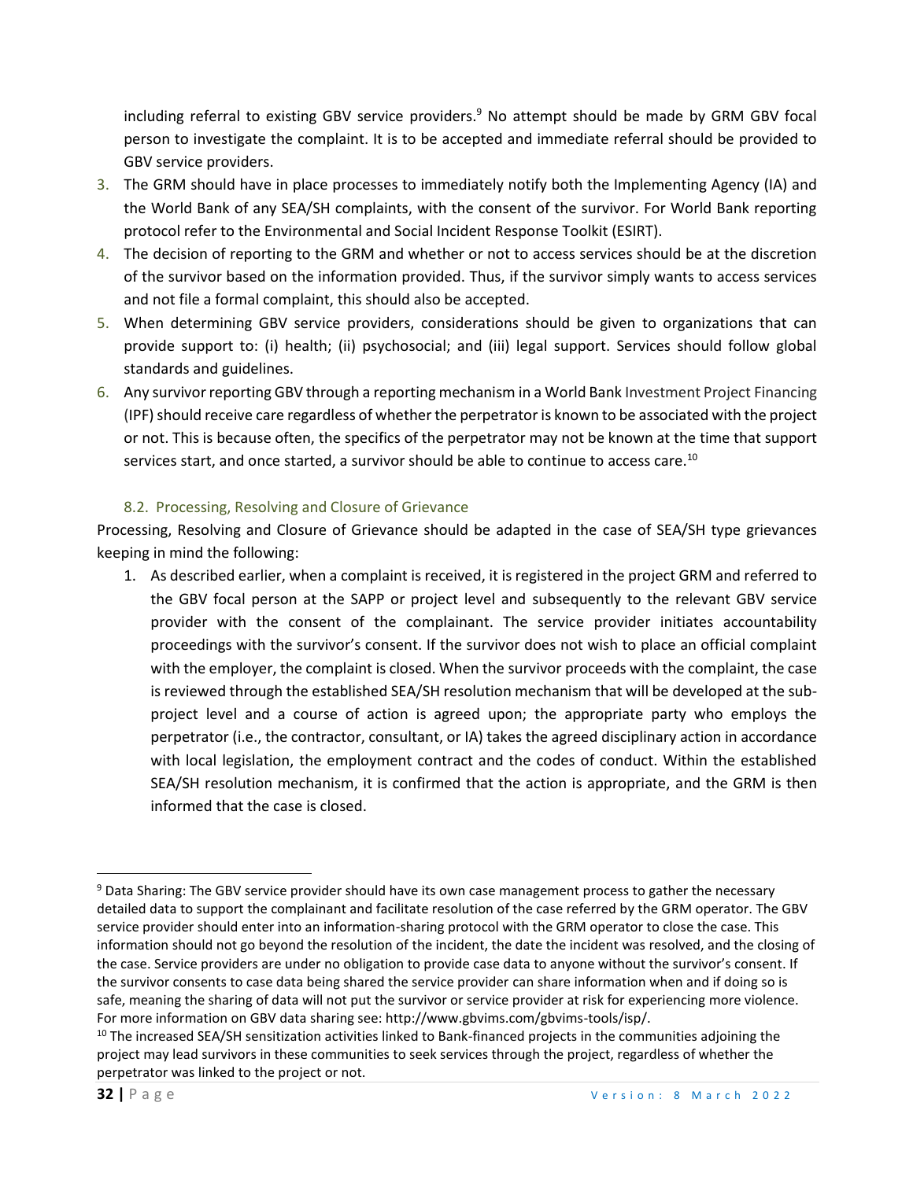including referral to existing GBV service providers.[9] No attempt should be made by GRM GBV focal person to investigate the complaint. It is to be accepted and immediate referral should be provided to GBV service providers.

3. The GRM should have in place processes to immediately notify both the Implementing Agency (IA) and the World Bank of any SEA/SH complaints, with the consent of the survivor. For World Bank reporting protocol refer to the Environmental and Social Incident Response Toolkit (ESIRT).
4. The decision of reporting to the GRM and whether or not to access services should be at the discretion of the survivor based on the information provided. Thus, if the survivor simply wants to access services and not file a formal complaint, this should also be accepted.
5. When determining GBV service providers, considerations should be given to organizations that can provide support to: (i) health; (ii) psychosocial; and (iii) legal support. Services should follow global standards and guidelines.
6. Any survivor reporting GBV through a reporting mechanism in a World Bank Investment Project Financing (IPF) should receive care regardless of whether the perpetrator is known to be associated with the project or not. This is because often, the specifics of the perpetrator may not be known at the time that support services start, and once started, a survivor should be able to continue to access care.[10]

### 8.2. Processing, Resolving and Closure of Grievance

Processing, Resolving and Closure of Grievance should be adapted in the case of SEA/SH type grievances keeping in mind the following:

1. As described earlier, when a complaint is received, it is registered in the project GRM and referred to the GBV focal person at the SAPP or project level and subsequently to the relevant GBV service provider with the consent of the complainant. The service provider initiates accountability proceedings with the survivor's consent. If the survivor does not wish to place an official complaint with the employer, the complaint is closed. When the survivor proceeds with the complaint, the case is reviewed through the established SEA/SH resolution mechanism that will be developed at the sub-project level and a course of action is agreed upon; the appropriate party who employs the perpetrator (i.e., the contractor, consultant, or IA) takes the agreed disciplinary action in accordance with local legislation, the employment contract and the codes of conduct. Within the established SEA/SH resolution mechanism, it is confirmed that the action is appropriate, and the GRM is then informed that the case is closed.

---

[9] Data Sharing: The GBV service provider should have its own case management process to gather the necessary detailed data to support the complainant and facilitate resolution of the case referred by the GRM operator. The GBV service provider should enter into an information-sharing protocol with the GRM operator to close the case. This information should not go beyond the resolution of the incident, the date the incident was resolved, and the closing of the case. Service providers are under no obligation to provide case data to anyone without the survivor's consent. If the survivor consents to case data being shared the service provider can share information when and if doing so is safe, meaning the sharing of data will not put the survivor or service provider at risk for experiencing more violence. For more information on GBV data sharing see: http://www.gbvims.com/gbvims-tools/isp/.

[10] The increased SEA/SH sensitization activities linked to Bank-financed projects in the communities adjoining the project may lead survivors in these communities to seek services through the project, regardless of whether the perpetrator was linked to the project or not.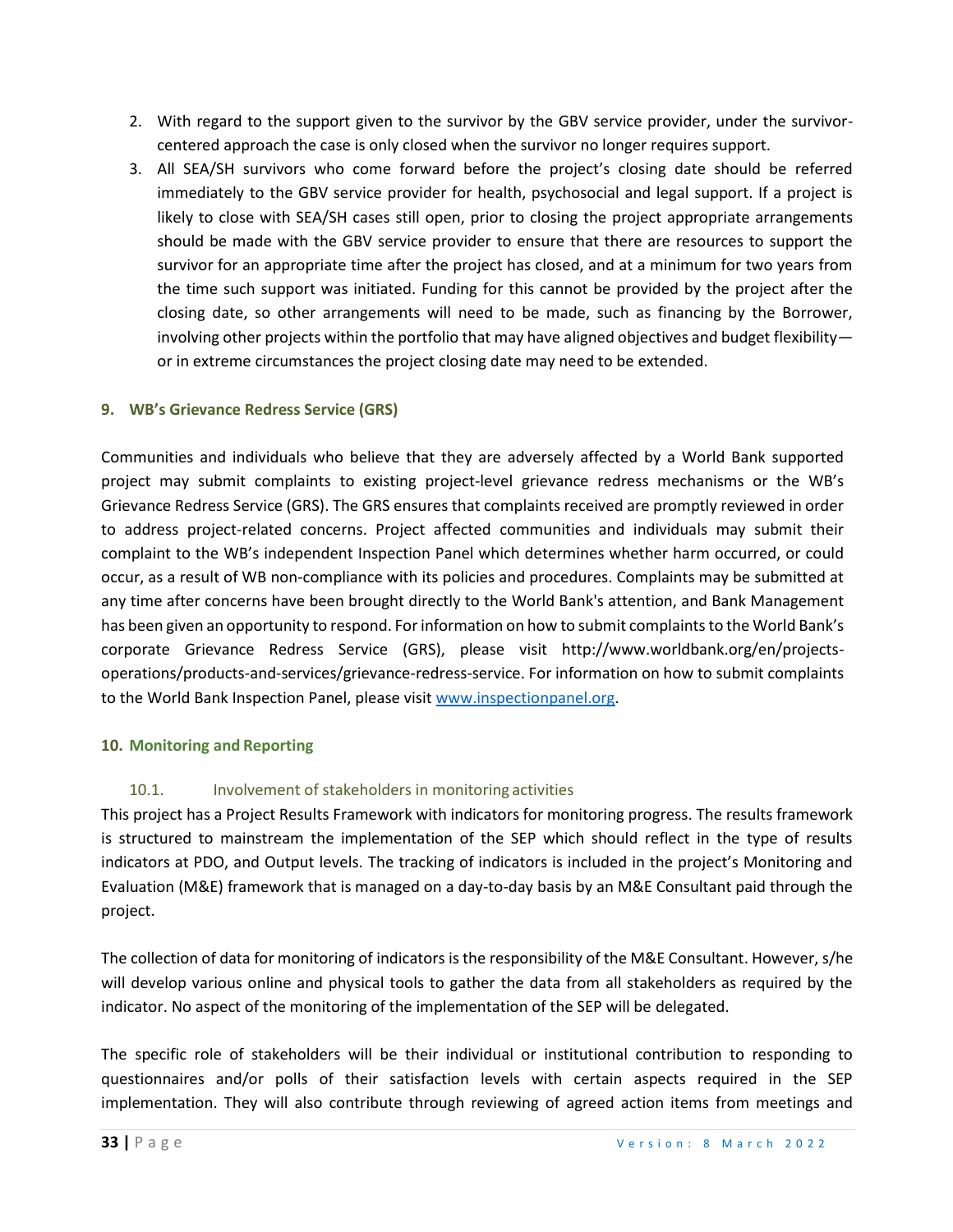2. With regard to the support given to the survivor by the GBV service provider, under the survivor-centered approach the case is only closed when the survivor no longer requires support.
3. All SEA/SH survivors who come forward before the project's closing date should be referred immediately to the GBV service provider for health, psychosocial and legal support. If a project is likely to close with SEA/SH cases still open, prior to closing the project appropriate arrangements should be made with the GBV service provider to ensure that there are resources to support the survivor for an appropriate time after the project has closed, and at a minimum for two years from the time such support was initiated. Funding for this cannot be provided by the project after the closing date, so other arrangements will need to be made, such as financing by the Borrower, involving other projects within the portfolio that may have aligned objectives and budget flexibility—or in extreme circumstances the project closing date may need to be extended.

## 9. WB's Grievance Redress Service (GRS)

Communities and individuals who believe that they are adversely affected by a World Bank supported project may submit complaints to existing project-level grievance redress mechanisms or the WB's Grievance Redress Service (GRS). The GRS ensures that complaints received are promptly reviewed in order to address project-related concerns. Project affected communities and individuals may submit their complaint to the WB's independent Inspection Panel which determines whether harm occurred, or could occur, as a result of WB non-compliance with its policies and procedures. Complaints may be submitted at any time after concerns have been brought directly to the World Bank's attention, and Bank Management has been given an opportunity to respond. For information on how to submit complaints to the World Bank's corporate Grievance Redress Service (GRS), please visit http://www.worldbank.org/en/projects-operations/products-and-services/grievance-redress-service. For information on how to submit complaints to the World Bank Inspection Panel, please visit www.inspectionpanel.org.

## 10. Monitoring and Reporting

### 10.1. Involvement of stakeholders in monitoring activities

This project has a Project Results Framework with indicators for monitoring progress. The results framework is structured to mainstream the implementation of the SEP which should reflect in the type of results indicators at PDO, and Output levels. The tracking of indicators is included in the project's Monitoring and Evaluation (M&E) framework that is managed on a day-to-day basis by an M&E Consultant paid through the project.

The collection of data for monitoring of indicators is the responsibility of the M&E Consultant. However, s/he will develop various online and physical tools to gather the data from all stakeholders as required by the indicator. No aspect of the monitoring of the implementation of the SEP will be delegated.

The specific role of stakeholders will be their individual or institutional contribution to responding to questionnaires and/or polls of their satisfaction levels with certain aspects required in the SEP implementation. They will also contribute through reviewing of agreed action items from meetings and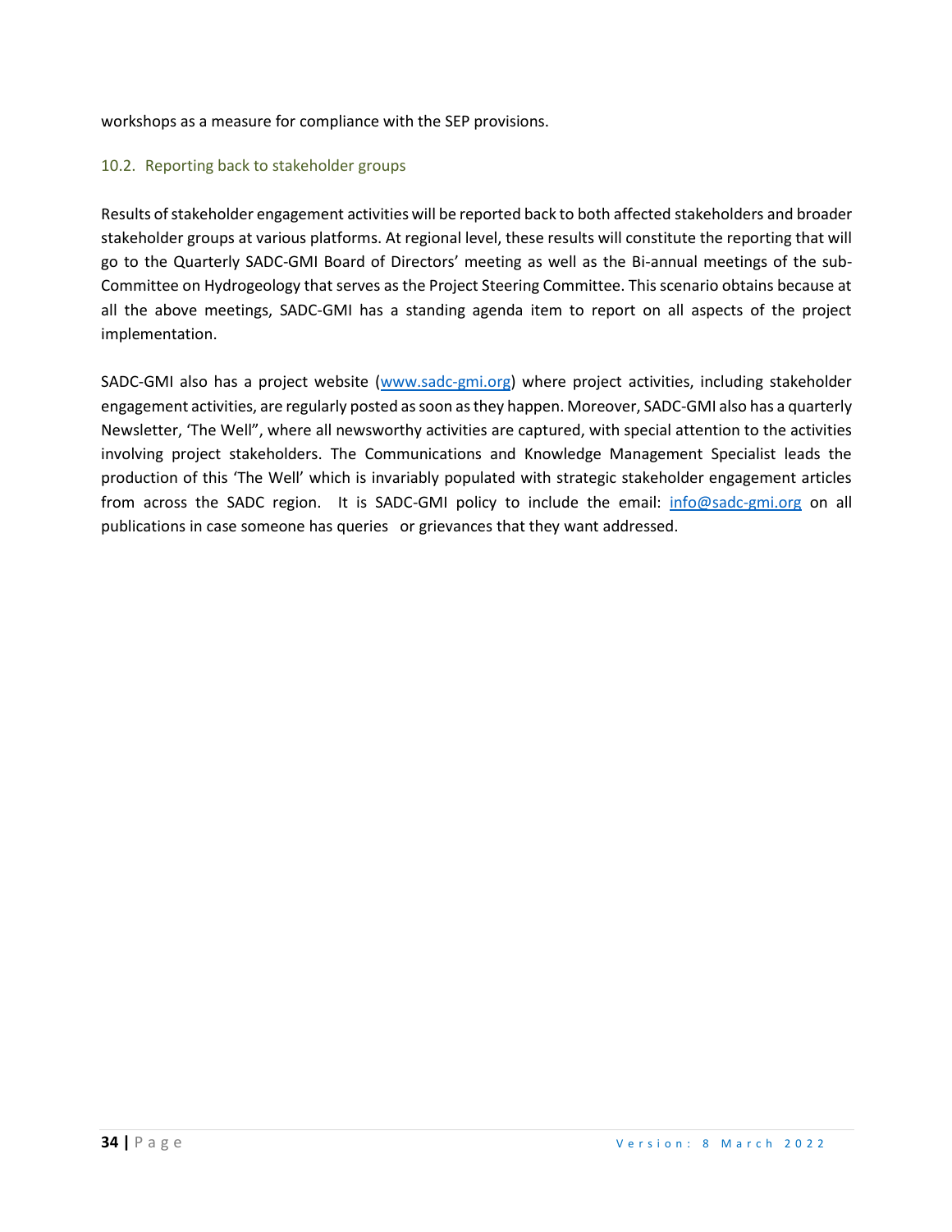workshops as a measure for compliance with the SEP provisions.

### 10.2. Reporting back to stakeholder groups

Results of stakeholder engagement activities will be reported back to both affected stakeholders and broader stakeholder groups at various platforms. At regional level, these results will constitute the reporting that will go to the Quarterly SADC-GMI Board of Directors' meeting as well as the Bi-annual meetings of the sub-Committee on Hydrogeology that serves as the Project Steering Committee. This scenario obtains because at all the above meetings, SADC-GMI has a standing agenda item to report on all aspects of the project implementation.

SADC-GMI also has a project website (www.sadc-gmi.org) where project activities, including stakeholder engagement activities, are regularly posted as soon as they happen. Moreover, SADC-GMI also has a quarterly Newsletter, 'The Well", where all newsworthy activities are captured, with special attention to the activities involving project stakeholders. The Communications and Knowledge Management Specialist leads the production of this 'The Well' which is invariably populated with strategic stakeholder engagement articles from across the SADC region. It is SADC-GMI policy to include the email: info@sadc-gmi.org on all publications in case someone has queries or grievances that they want addressed.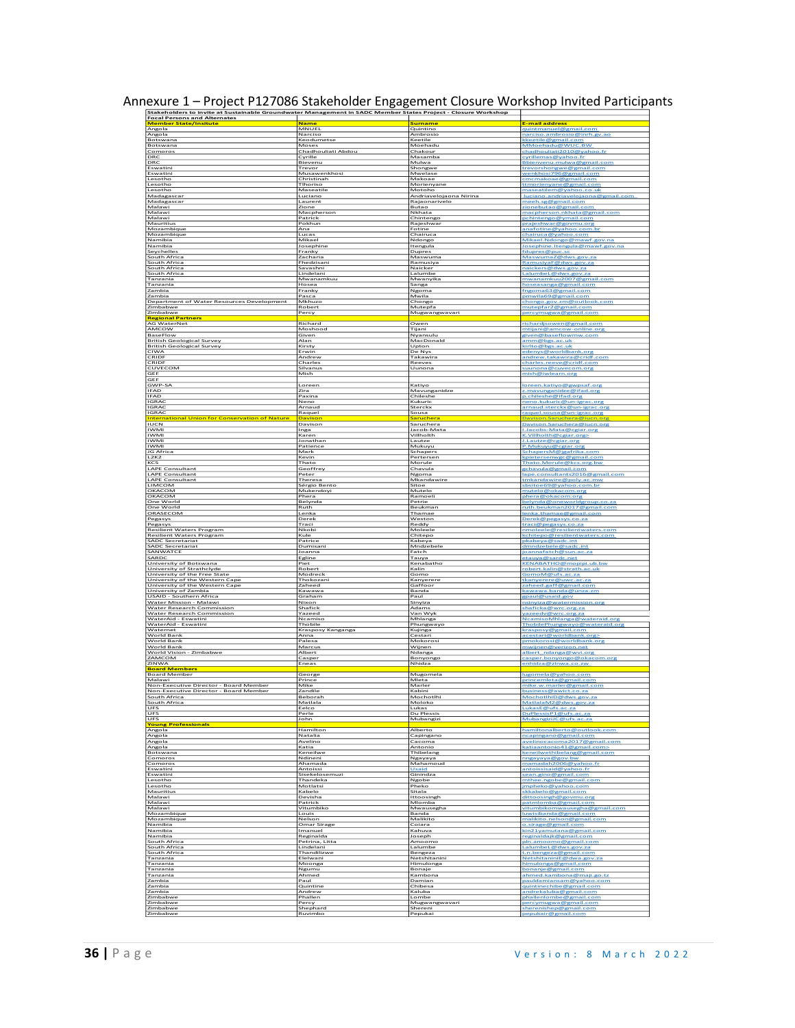# Annexure 1 – Project P127086 Stakeholder Engagement Closure Workshop Invited Participants

| Stakeholders to invite at Sustainable Groundwater Management in SADC Member States Project - Closure Workshop | | | |
|---|---|---|---|
| **Focal Persons and Alternates** | | | |
| **Member State/Insitute** | **Name** | **Surname** | **E-mail address** |
| Angola | MNUEL | Quintino | quintmanuel@gmail.com |
| Angola | Narciso | Ambrosio | narciso.ambrosio@inrh.gv.ao |
| Botswana | Keodumetse | Keetile | kkeetile@gmail.com |
| Botswana | Moses | Moehadu | MMoehadu@WUC.BW |
| Comoros | Chadhouliati Abdou | Chakour | chadhouliati2010@yahoo.fr |
| DRC | Cyrille | Masamba | cyrillemas@yahoo.fr |
| DRC | Bievenu | Mulwa | Bbienvenu.mulwa@gmail.com |
| Eswatini | Trevor | Shongwe | trevorshongwe@gmail.com |
| Eswatini | Musawenkhosi | Mwelase | wenkhosi796@gmail.com |
| Lesotho | Christinah | Makoae | cmcmakoae@gmail.com |
| Lesotho | Tlhoriso | Morienyane | ttmorienyane@gmail.com |
| Lesotho | Maseatile | Motoho | maseatilem@yahoo.co.uk |
| Madagascar | Luciano | Andriavelojaona Nirina | luciano.andriavelojaona@gmail.com |
| Madagascar | Laurent | Rajaonarivelo | meeh.sg@gmail.com |
| Malawi | Zione | Butao | zionebutao@gmail.com |
| Malawi | Macpherson | Nkhata | macpherson.nkhata@gmail.com |
| Malawi | Patrick | Chintengo | pchintengo@ymail.com |
| Mauritius | Pokhun | Rajeshwar | prajeshwar@govmu.org |
| Mozambique | Ana | Fotine | anafotine@yahoo.com.br |
| Mozambique | Lucas | Chairuca | chairuca@yahoo.com |
| Namibia | Mikael | Ndongo | Mikael.Ndongo@mawf.gov.na |
| Namibia | Josephine | Itengula | Josephine.Itengula@mawf.gov.na |
| Seychelles | Franky | Dupres | fdupres@puc.sc |
| South Africa | Zacharia | Maswuma | MaswumaZ@dws.gov.za |
| South Africa | Fhedzisani | Ramusiya | RamusiyaF@dws.gov.za |
| South Africa | Savashni | Naicker | naickers@dws.gov.za |
| South Africa | Lindelani | Lalumbe | LalumbeL@dws.gov.za |
| Tanzania | Mwanamkuu | Mwanyika | mwanamkuu2007@gmail.com |
| Tanzania | Hosea | Sanga | hoseasanga@gmail.com |
| Zambia | Franky | Ngoma | fngoma63@gmail.com |
| Zambia | Pasca | Mwila | pmwila69@gmail.com |
| Department of Water Resources Development | Mkhuzo | Chongo | chongo.gov.zm@outlook.com |
| Zimbabwe | Robert | Mutepfa | mutepfar2@gmail.com |
| Zimbabwe | Percy | Mugwangwavari | percymugwa@gmail.com |
| **Regional Partners** | | | |
| AG WaterNet | Richard | Owen | richardjsowen@gmail.com |
| AMCOW | Moshood | Tijani | mtijani@amcow-online.org |
| BaseFlow | Given | Nyanwulu | given@baseflowmw.com |
| British Geological Survey | Alan | MacDonald | amm@bgs.ac.uk |
| British Geological Survey | Kirsty | Upton | kirlto@bgs.ac.uk |
| CIWA | Erwin | De Nys | edenys@worldbank.org |
| CRIDF | Andrew | Takawira | andrew.takawira@cridf.com |
| CRIDF | Charles | Reeves | charles.reeve@cridf.com |
| CUVECOM | Silvanus | Uunona | suunona@cuvecom.org |
| GEF | Mish | | mish@iwlearn.org |
| GEF | | | |
| GWP-SA | Loreen | Katiyo | loreen.katiyo@gwpsaf.org |
| IFAD | Zira | Mavunganidze | z.mavunganidze@ifad.org |
| IFAD | Paxina | Chileshe | p.chileshe@ifad.org |
| IGRAC | Neno | Kukuric | neno.kukuric@un-igrac.org |
| IGRAC | Arnaud | Sterckx | arnaud.sterckx@un-igrac.org |
| IGRAC | Raquel | Sousa | raquel.sousa@un-igrac.org |
| International Union for Conservation of Nature | Davison | Saruchera | Davison.Saruchera@iucn.org |
| IUCN | Davison | Saruchera | Davison.Saruchera@iucn.org |
| IWMI | Inga | Jacob-Mata | I.Jacobs-Mata@cgiar.org |
| IWMI | Karen | Villholth | K.Villholth@cgiar.org> |
| IWMI | Jonathan | Lautze | J.Lautze@cgiar.org |
| IWMI | Patience | Mukuyu | P.Mukuyu@cgiar.org |
| JG Africa | Mark | Schapers | SchapersM@jgafrika.com |
| L2K2 | Kevin | Pertersen | kpietersenwgc@gmail.com |
| KCS | Thato | Morule | Thato.Morule@kcs.org.bw |
| LAPE Consultant | Geoffrey | Chavula | gchavula@gmail.com |
| LAPE Consultant | Peter | Ngoma | lape.consultants2016@gmail.com |
| LAPE Consultant | Theresa | Mkandawire | tmkandawire@poly.ac.mw |
| LIMCOM | Sérgio Bento | Sitoe | sbsitoe69@yahoo.com.br |
| OKACOM | Mukendoyi | Mutelo | mutelo@okacom.org |
| OKACOM | Phera | Ramoeli | phera@okacom.org |
| One World | Belynda | Petrie | belynda@oneworldgroup.co.za |
| One World | Ruth | Beukman | ruth.beukman2017@gmail.com |
| ORASECOM | Lenka | Thamae | lenka.thamae@gmail.com |
| Pegasys | Derek | Weston | Derek@pegasys.co.za |
| Pegasys | Traci | Reddy | traci@pegasys.co.za |
| Resilient Waters Program | Nkobi | Moleele | nmoleele@resilientwaters.com |
| Resilient Waters Program | Kule | Chitepo | kchitepo@resilientwaters.com |
| SADC Secretariat | Patrice | Kabeya | pkabeya@sadc.int |
| SADC Secretariat | Dumisani | Mndzebele | dmndzebele@sadc.int |
| SANWATCE | Joanna | Fatch | joannafatch@sun.ac.za |
| SARDC | Egline | Tauya | etauya@sardc.net |
| University of Botswana | Piet | Kenabatho | KENABATHO@mopipi.ub.bw |
| University of Strathclyde | Robert | Kalin | robert.kalin@strath.ac.uk |
| University of the Free State | Modreck | Gomo | GomoM@ufs.ac.za |
| University of the Western Cape | Thokozani | Kanyerere | tkanyerere@uwc.ac.za |
| University of the Western Cape | Zaheed | Gaffoor | zaheed.gaff@gmail.com |
| University of Zambia | Kawawa | Banda | kawawa.banda@unza.zm |
| USAID - Southern Africa | Graham | Paul | gpaul@usaid.gov |
| Water Mission - Malawi | Nixon | Sinyiza | nsinyiza@watermission.org |
| Water Research Commission | Shafick | Adams | shaficka@wrc.org.za |
| Water Research Commission | Yazeed | Van Wyk | yazeedv@wrc.org.za |
| WaterAid - Eswatini | Ncamiso | Mhlanga | NcamisoMhlanga@wateraid.org |
| WaterAid - Eswatini | Thobile | Phungwayo | ThobilePhungwayo@wateraid.org |
| Waternet | Kasposy Kanganga | Kujinga | kraspsy@gmail.com |
| World Bank | Anna | Cestari | acestari@worldbank.org> |
| World Bank | Palesa | Mokorosi | pmokorosi@worldbank.org |
| World Bank | Marcus | Wijnen | mwijnen@verizon.net |
| World Vision - Zimbabwe | Albert | Ndanga | albert_ndanga@wvi.org |
| ZAMCOM | Casper | Bonyongo | casper.bonyongo@okacom.org |
| ZINWA | Eneas | Nhidza | enhidza@zinwa.co.zw |
| **Board Members** | | | |
| Board Member | George | Mugomela | lugomela@yahoo.com |
| Malawi | Prince | Mleta | princemleta@gmail.com |
| Non-Executive Director - Board Member | Mike | Marler | mike.w.marler@gmail.com |
| Non-Executive Director - Board Member | Zandile | Kabini | business@awict.co.za |
| South Africa | Beborah | Mochotlhi | MochotlhiD@dws.gov.za |
| South Africa | Matlala | Moloko | MatlalaM2@dws.gov.za |
| UFS | Eelco | Lukas | LukasE@ufs.ac.za |
| UFS | Perle | Du Plessis | DuPlessisP1@ufs.ac.za |
| UFS | John | Mubangizi | MubangiziJC@ufs.ac.za |
| **Young Professionals** | | | |
| Angola | Hamilton | Alberto | hamiltonalberto@outlook.com |
| Angola | Natalia | Capingano | ncapingano@gmail.com |
| Angola | Avelino | Cacoma | avelinocacoma2017@gmail.com |
| Angola | Katia | Antonio | katiaantonio41@gmail.com> |
| Botswana | Keneilwe | Thibelang | keneilwethibelang@gmail.com |
| Comoros | Ndineni | Ngayaya | nngayaya@gov.bw |
| Comoros | Ahamada | Mahamoud | mamadah2006@yahoo.fr |
| Eswatini | Antoissi | Usaid | antoissisaid@yahoo.fr |
| Eswatini | Sisekelosemuzi | Ginindza | sean.gino@gmail.com |
| Lesotho | Thandeka | Ngobe | mthee.ngobe@gmail.com |
| Lesotho | Motlatsi | Pheko | jmpheko@yahoo.com |
| Mauritius | Kabelo | Sitala | skkabelo@gmail.com |
| Malawi | Devisha | Ittoosingh | dittoosingh@govmu.org |
| Malawi | Patrick | Mlomba | patmlomba@gmail.com |
| Malawi | Vitumbiko | Mwausegha | vitumbikomwausegha@gmail.com |
| Mozambique | Louis | Banda | luwisibanda@gmail.com |
| Mozambique | Nelson | Malikito | malikito.nelson@gmail.com |
| Namibia | Omar Sirage | Coiara | o.sirage@gmail.com |
| Namibia | Imanuel | Kahuva | kin21yamutana@gmail.com |
| Namibia | Reginalda | Joseph | reginaldajk@gmail.com |
| South Africa | Petrina, Litta | Amoomo | pln.amoomo@gmail.com |
| South Africa | Lindelani | Lalumbe | LalumbeL@dws.gov.za |
| South Africa | Thandilizwe | Bengeza | t.n.bengeza@gmail.com |
| Tanzania | Elelwani | Netshitanini | NetshitaniniE@dwa.gov.za |
| Tanzania | Moonga | Himulonga | himulonga@gmail.com |
| Tanzania | Ngumu | Bonaje | bonanje@gmail.com |
| Tanzania | Ahmed | Kambona | ahmed.kambona@maji.go.tz |
| Zambia | Paul | Damian | pauldamiansam@yahoo.com |
| Zambia | Quintine | Chibesa | quintinechibe@gmail.com |
| Zambia | Andrew | Kaluba | andrekaluba@gmail.com |
| Zimbabwe | Phallen | Lombe | phallenlombe@gmail.com |
| Zimbabwe | Percy | Mugwangwavari | percymugwa@gmail.com |
| Zimbabwe | Shephard | Shereni | sherenishep@gmail.com |
| Zimbabwe | Ruvimbo | Pepukai | pepukair@gmail.com |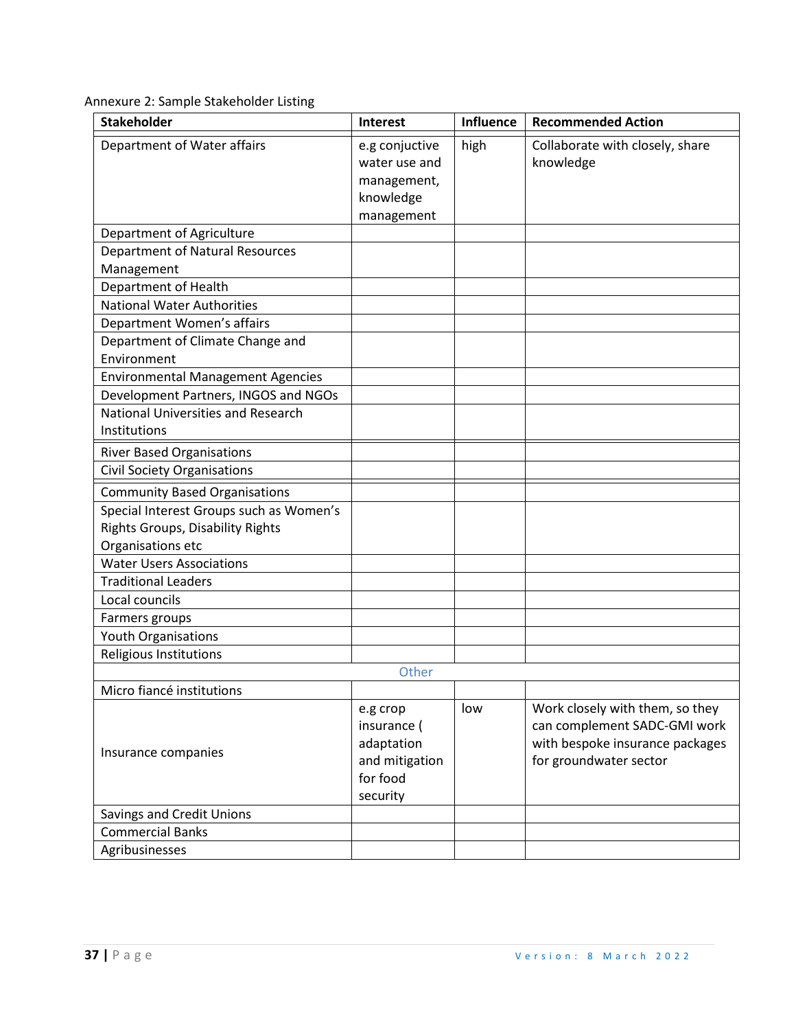Annexure 2: Sample Stakeholder Listing

| Stakeholder | Interest | Influence | Recommended Action |
|---|---|---|---|
| Department of Water affairs | e.g conjuctive water use and management, knowledge management | high | Collaborate with closely, share knowledge |
| Department of Agriculture | | | |
| Department of Natural Resources Management | | | |
| Department of Health | | | |
| National Water Authorities | | | |
| Department Women's affairs | | | |
| Department of Climate Change and Environment | | | |
| Environmental Management Agencies | | | |
| Development Partners, INGOS and NGOs | | | |
| National Universities and Research Institutions | | | |
| River Based Organisations | | | |
| Civil Society Organisations | | | |
| Community Based Organisations | | | |
| Special Interest Groups such as Women's Rights Groups, Disability Rights Organisations etc | | | |
| Water Users Associations | | | |
| Traditional Leaders | | | |
| Local councils | | | |
| Farmers groups | | | |
| Youth Organisations | | | |
| Religious Institutions | | | |
| Other | | | |
| Micro fiancé institutions | | | |
| Insurance companies | e.g crop insurance ( adaptation and mitigation for food security | low | Work closely with them, so they can complement SADC-GMI work with bespoke insurance packages for groundwater sector |
| Savings and Credit Unions | | | |
| Commercial Banks | | | |
| Agribusinesses | | | |